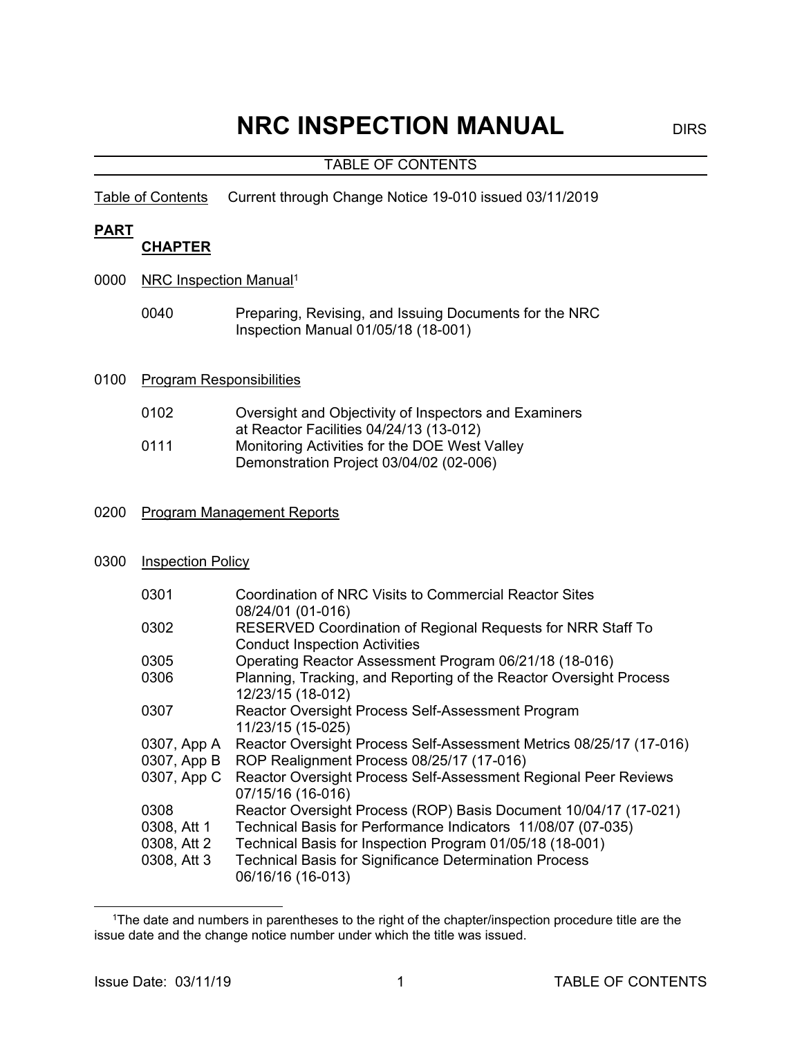# NRC INSPECTION MANUAL

DIRS

TABLE OF CONTENTS

Table of Contents     Current through Change Notice 19-010 issued 03/11/2019

**PART**

**CHAPTER**

0000 NRC Inspection Manual[1]

| | |
|---|---|
| 0040 | Preparing, Revising, and Issuing Documents for the NRC Inspection Manual 01/05/18 (18-001) |

0100 Program Responsibilities

| | |
|---|---|
| 0102 | Oversight and Objectivity of Inspectors and Examiners at Reactor Facilities 04/24/13 (13-012) |
| 0111 | Monitoring Activities for the DOE West Valley Demonstration Project 03/04/02 (02-006) |

0200 Program Management Reports

0300 Inspection Policy

| | |
|---|---|
| 0301 | Coordination of NRC Visits to Commercial Reactor Sites 08/24/01 (01-016) |
| 0302 | RESERVED Coordination of Regional Requests for NRR Staff To Conduct Inspection Activities |
| 0305 | Operating Reactor Assessment Program 06/21/18 (18-016) |
| 0306 | Planning, Tracking, and Reporting of the Reactor Oversight Process 12/23/15 (18-012) |
| 0307 | Reactor Oversight Process Self-Assessment Program 11/23/15 (15-025) |
| 0307, App A | Reactor Oversight Process Self-Assessment Metrics 08/25/17 (17-016) |
| 0307, App B | ROP Realignment Process 08/25/17 (17-016) |
| 0307, App C | Reactor Oversight Process Self-Assessment Regional Peer Reviews 07/15/16 (16-016) |
| 0308 | Reactor Oversight Process (ROP) Basis Document 10/04/17 (17-021) |
| 0308, Att 1 | Technical Basis for Performance Indicators 11/08/07 (07-035) |
| 0308, Att 2 | Technical Basis for Inspection Program 01/05/18 (18-001) |
| 0308, Att 3 | Technical Basis for Significance Determination Process 06/16/16 (16-013) |

[1] The date and numbers in parentheses to the right of the chapter/inspection procedure title are the issue date and the change notice number under which the title was issued.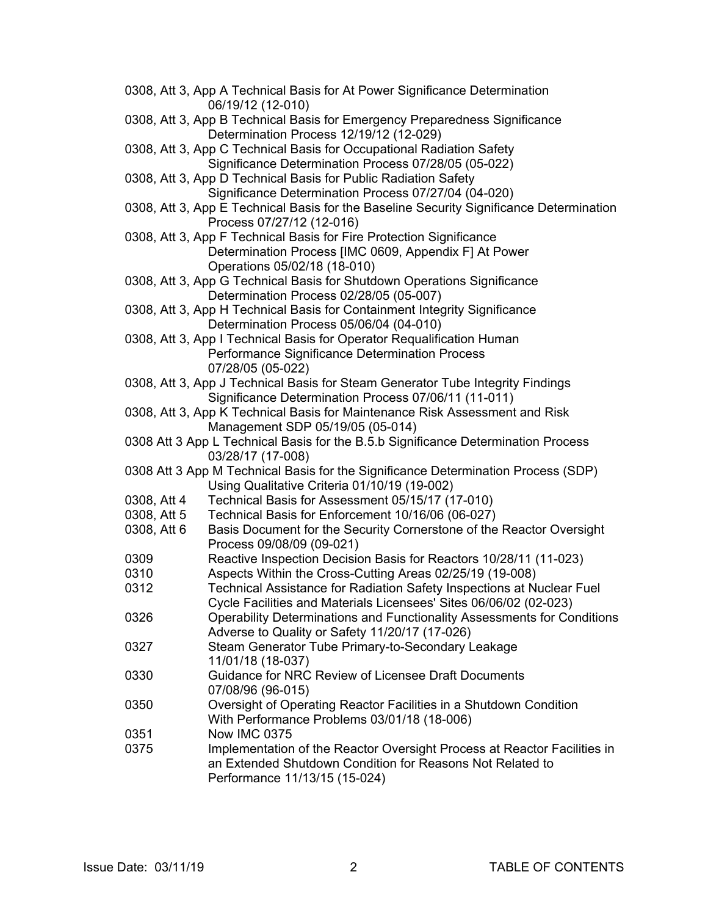0308, Att 3, App A Technical Basis for At Power Significance Determination 06/19/12 (12-010)

0308, Att 3, App B Technical Basis for Emergency Preparedness Significance Determination Process 12/19/12 (12-029)

0308, Att 3, App C Technical Basis for Occupational Radiation Safety Significance Determination Process 07/28/05 (05-022)

0308, Att 3, App D Technical Basis for Public Radiation Safety Significance Determination Process 07/27/04 (04-020)

0308, Att 3, App E Technical Basis for the Baseline Security Significance Determination Process 07/27/12 (12-016)

0308, Att 3, App F Technical Basis for Fire Protection Significance Determination Process [IMC 0609, Appendix F] At Power Operations 05/02/18 (18-010)

0308, Att 3, App G Technical Basis for Shutdown Operations Significance Determination Process 02/28/05 (05-007)

0308, Att 3, App H Technical Basis for Containment Integrity Significance Determination Process 05/06/04 (04-010)

0308, Att 3, App I Technical Basis for Operator Requalification Human Performance Significance Determination Process 07/28/05 (05-022)

0308, Att 3, App J Technical Basis for Steam Generator Tube Integrity Findings Significance Determination Process 07/06/11 (11-011)

0308, Att 3, App K Technical Basis for Maintenance Risk Assessment and Risk Management SDP 05/19/05 (05-014)

0308 Att 3 App L Technical Basis for the B.5.b Significance Determination Process 03/28/17 (17-008)

0308 Att 3 App M Technical Basis for the Significance Determination Process (SDP) Using Qualitative Criteria 01/10/19 (19-002)

| | |
|---|---|
| 0308, Att 4 | Technical Basis for Assessment 05/15/17 (17-010) |
| 0308, Att 5 | Technical Basis for Enforcement 10/16/06 (06-027) |
| 0308, Att 6 | Basis Document for the Security Cornerstone of the Reactor Oversight Process 09/08/09 (09-021) |
| 0309 | Reactive Inspection Decision Basis for Reactors 10/28/11 (11-023) |
| 0310 | Aspects Within the Cross-Cutting Areas 02/25/19 (19-008) |
| 0312 | Technical Assistance for Radiation Safety Inspections at Nuclear Fuel Cycle Facilities and Materials Licensees' Sites 06/06/02 (02-023) |
| 0326 | Operability Determinations and Functionality Assessments for Conditions Adverse to Quality or Safety 11/20/17 (17-026) |
| 0327 | Steam Generator Tube Primary-to-Secondary Leakage 11/01/18 (18-037) |
| 0330 | Guidance for NRC Review of Licensee Draft Documents 07/08/96 (96-015) |
| 0350 | Oversight of Operating Reactor Facilities in a Shutdown Condition With Performance Problems 03/01/18 (18-006) |
| 0351 | Now IMC 0375 |
| 0375 | Implementation of the Reactor Oversight Process at Reactor Facilities in an Extended Shutdown Condition for Reasons Not Related to Performance 11/13/15 (15-024) |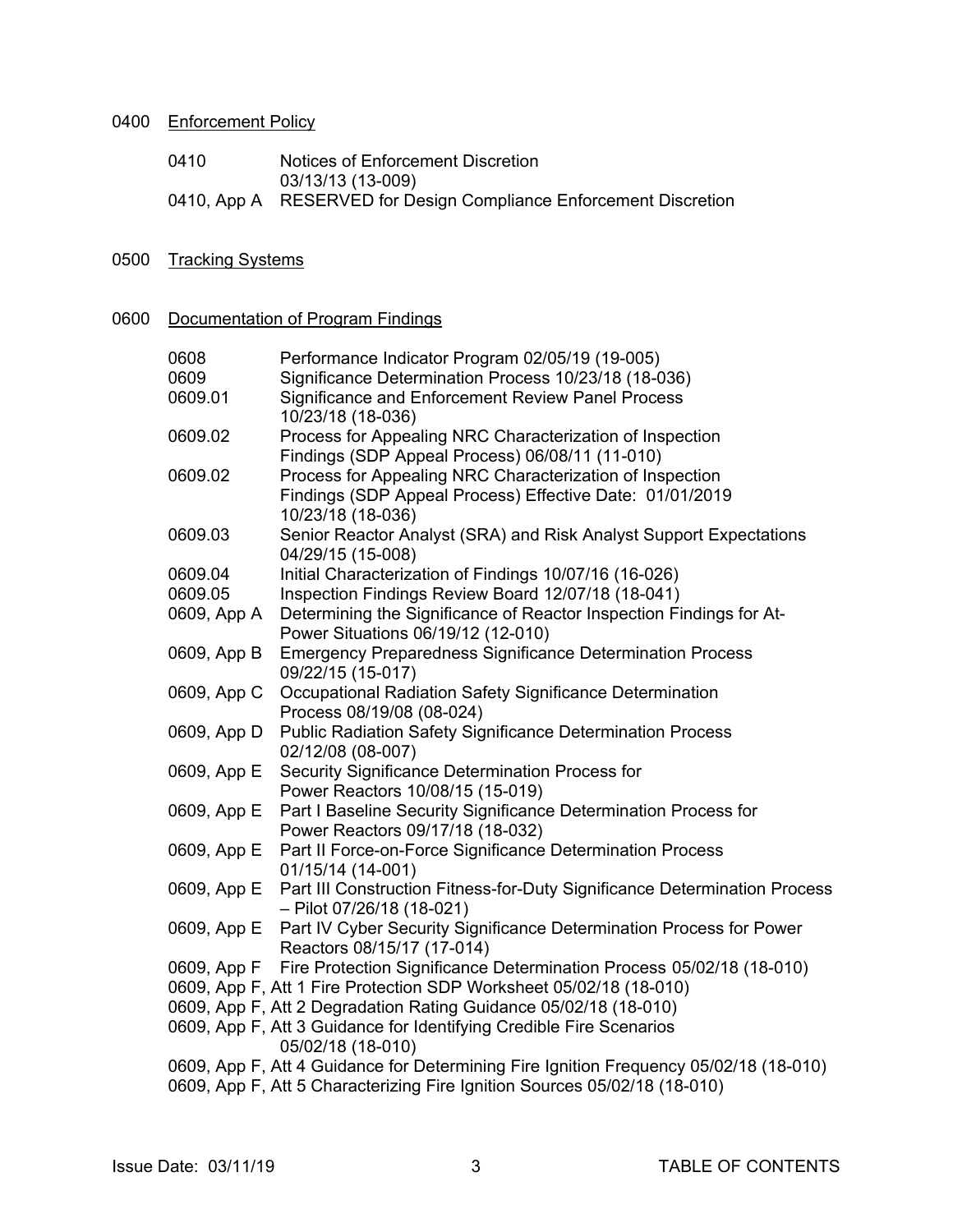## 0400 Enforcement Policy

| | |
|---|---|
| 0410 | Notices of Enforcement Discretion 03/13/13 (13-009) |
| 0410, App A | RESERVED for Design Compliance Enforcement Discretion |

## 0500 Tracking Systems

## 0600 Documentation of Program Findings

| | |
|---|---|
| 0608 | Performance Indicator Program 02/05/19 (19-005) |
| 0609 | Significance Determination Process 10/23/18 (18-036) |
| 0609.01 | Significance and Enforcement Review Panel Process 10/23/18 (18-036) |
| 0609.02 | Process for Appealing NRC Characterization of Inspection Findings (SDP Appeal Process) 06/08/11 (11-010) |
| 0609.02 | Process for Appealing NRC Characterization of Inspection Findings (SDP Appeal Process) Effective Date: 01/01/2019 10/23/18 (18-036) |
| 0609.03 | Senior Reactor Analyst (SRA) and Risk Analyst Support Expectations 04/29/15 (15-008) |
| 0609.04 | Initial Characterization of Findings 10/07/16 (16-026) |
| 0609.05 | Inspection Findings Review Board 12/07/18 (18-041) |
| 0609, App A | Determining the Significance of Reactor Inspection Findings for At-Power Situations 06/19/12 (12-010) |
| 0609, App B | Emergency Preparedness Significance Determination Process 09/22/15 (15-017) |
| 0609, App C | Occupational Radiation Safety Significance Determination Process 08/19/08 (08-024) |
| 0609, App D | Public Radiation Safety Significance Determination Process 02/12/08 (08-007) |
| 0609, App E | Security Significance Determination Process for Power Reactors 10/08/15 (15-019) |
| 0609, App E | Part I Baseline Security Significance Determination Process for Power Reactors 09/17/18 (18-032) |
| 0609, App E | Part II Force-on-Force Significance Determination Process 01/15/14 (14-001) |
| 0609, App E | Part III Construction Fitness-for-Duty Significance Determination Process – Pilot 07/26/18 (18-021) |
| 0609, App E | Part IV Cyber Security Significance Determination Process for Power Reactors 08/15/17 (17-014) |
| 0609, App F | Fire Protection Significance Determination Process 05/02/18 (18-010) |

0609, App F, Att 1 Fire Protection SDP Worksheet 05/02/18 (18-010)

0609, App F, Att 2 Degradation Rating Guidance 05/02/18 (18-010)

0609, App F, Att 3 Guidance for Identifying Credible Fire Scenarios 05/02/18 (18-010)

0609, App F, Att 4 Guidance for Determining Fire Ignition Frequency 05/02/18 (18-010)

0609, App F, Att 5 Characterizing Fire Ignition Sources 05/02/18 (18-010)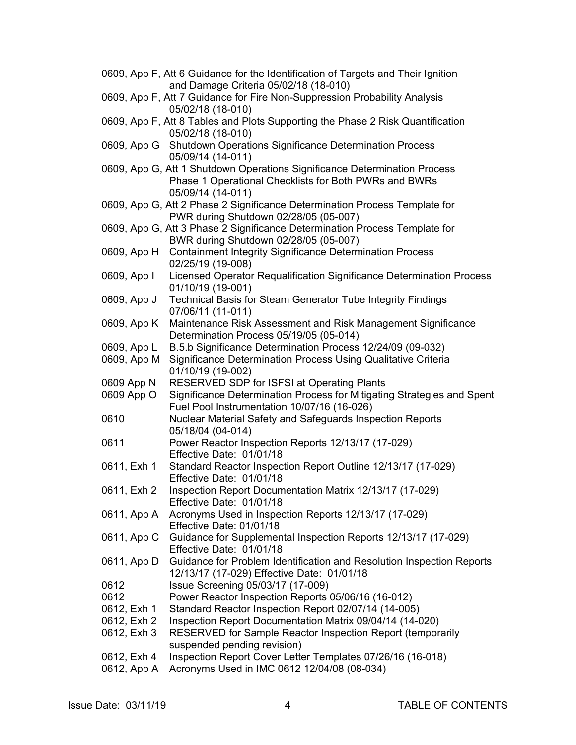0609, App F, Att 6 Guidance for the Identification of Targets and Their Ignition and Damage Criteria 05/02/18 (18-010)

0609, App F, Att 7 Guidance for Fire Non-Suppression Probability Analysis 05/02/18 (18-010)

0609, App F, Att 8 Tables and Plots Supporting the Phase 2 Risk Quantification 05/02/18 (18-010)

| | |
|---|---|
| 0609, App G | Shutdown Operations Significance Determination Process 05/09/14 (14-011) |

0609, App G, Att 1 Shutdown Operations Significance Determination Process Phase 1 Operational Checklists for Both PWRs and BWRs 05/09/14 (14-011)

0609, App G, Att 2 Phase 2 Significance Determination Process Template for PWR during Shutdown 02/28/05 (05-007)

0609, App G, Att 3 Phase 2 Significance Determination Process Template for BWR during Shutdown 02/28/05 (05-007)

| | |
|---|---|
| 0609, App H | Containment Integrity Significance Determination Process 02/25/19 (19-008) |
| 0609, App I | Licensed Operator Requalification Significance Determination Process 01/10/19 (19-001) |
| 0609, App J | Technical Basis for Steam Generator Tube Integrity Findings 07/06/11 (11-011) |
| 0609, App K | Maintenance Risk Assessment and Risk Management Significance Determination Process 05/19/05 (05-014) |
| 0609, App L | B.5.b Significance Determination Process 12/24/09 (09-032) |
| 0609, App M | Significance Determination Process Using Qualitative Criteria 01/10/19 (19-002) |
| 0609 App N | RESERVED SDP for ISFSI at Operating Plants |
| 0609 App O | Significance Determination Process for Mitigating Strategies and Spent Fuel Pool Instrumentation 10/07/16 (16-026) |
| 0610 | Nuclear Material Safety and Safeguards Inspection Reports 05/18/04 (04-014) |
| 0611 | Power Reactor Inspection Reports 12/13/17 (17-029) Effective Date: 01/01/18 |
| 0611, Exh 1 | Standard Reactor Inspection Report Outline 12/13/17 (17-029) Effective Date: 01/01/18 |
| 0611, Exh 2 | Inspection Report Documentation Matrix 12/13/17 (17-029) Effective Date: 01/01/18 |
| 0611, App A | Acronyms Used in Inspection Reports 12/13/17 (17-029) Effective Date: 01/01/18 |
| 0611, App C | Guidance for Supplemental Inspection Reports 12/13/17 (17-029) Effective Date: 01/01/18 |
| 0611, App D | Guidance for Problem Identification and Resolution Inspection Reports 12/13/17 (17-029) Effective Date: 01/01/18 |
| 0612 | Issue Screening 05/03/17 (17-009) |
| 0612 | Power Reactor Inspection Reports 05/06/16 (16-012) |
| 0612, Exh 1 | Standard Reactor Inspection Report 02/07/14 (14-005) |
| 0612, Exh 2 | Inspection Report Documentation Matrix 09/04/14 (14-020) |
| 0612, Exh 3 | RESERVED for Sample Reactor Inspection Report (temporarily suspended pending revision) |
| 0612, Exh 4 | Inspection Report Cover Letter Templates 07/26/16 (16-018) |
| 0612, App A | Acronyms Used in IMC 0612 12/04/08 (08-034) |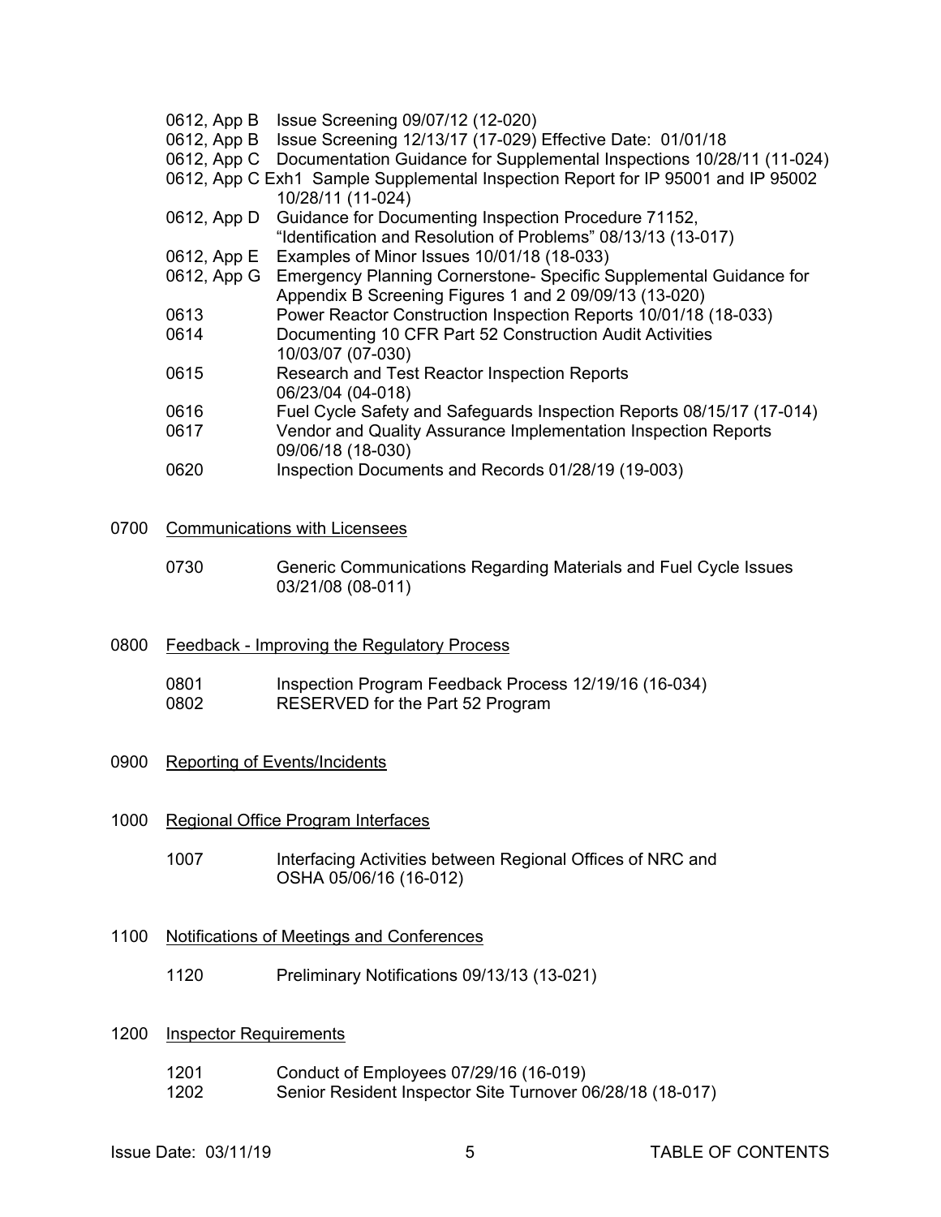0612, App B  Issue Screening 09/07/12 (12-020)
0612, App B  Issue Screening 12/13/17 (17-029) Effective Date: 01/01/18
0612, App C  Documentation Guidance for Supplemental Inspections 10/28/11 (11-024)
0612, App C Exh1  Sample Supplemental Inspection Report for IP 95001 and IP 95002 10/28/11 (11-024)
0612, App D  Guidance for Documenting Inspection Procedure 71152, “Identification and Resolution of Problems” 08/13/13 (13-017)
0612, App E  Examples of Minor Issues 10/01/18 (18-033)
0612, App G  Emergency Planning Cornerstone- Specific Supplemental Guidance for Appendix B Screening Figures 1 and 2 09/09/13 (13-020)
0613  Power Reactor Construction Inspection Reports 10/01/18 (18-033)
0614  Documenting 10 CFR Part 52 Construction Audit Activities 10/03/07 (07-030)
0615  Research and Test Reactor Inspection Reports 06/23/04 (04-018)
0616  Fuel Cycle Safety and Safeguards Inspection Reports 08/15/17 (17-014)
0617  Vendor and Quality Assurance Implementation Inspection Reports 09/06/18 (18-030)
0620  Inspection Documents and Records 01/28/19 (19-003)

0700  Communications with Licensees

0730  Generic Communications Regarding Materials and Fuel Cycle Issues 03/21/08 (08-011)

0800  Feedback - Improving the Regulatory Process

0801  Inspection Program Feedback Process 12/19/16 (16-034)
0802  RESERVED for the Part 52 Program

0900  Reporting of Events/Incidents

1000  Regional Office Program Interfaces

1007  Interfacing Activities between Regional Offices of NRC and OSHA 05/06/16 (16-012)

1100  Notifications of Meetings and Conferences

1120  Preliminary Notifications 09/13/13 (13-021)

1200  Inspector Requirements

1201  Conduct of Employees 07/29/16 (16-019)
1202  Senior Resident Inspector Site Turnover 06/28/18 (18-017)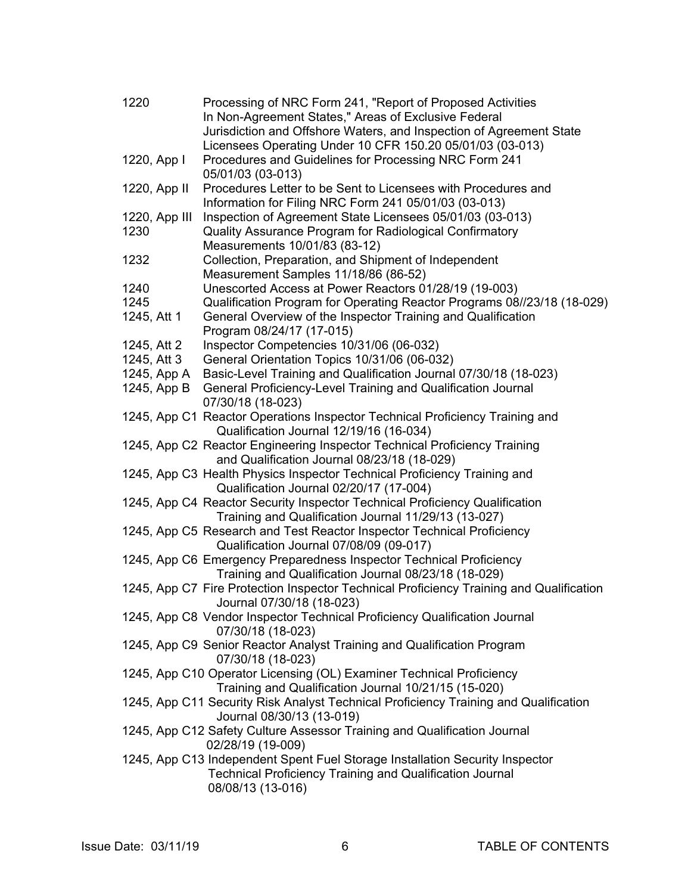| | |
|---|---|
| 1220 | Processing of NRC Form 241, "Report of Proposed Activities In Non-Agreement States," Areas of Exclusive Federal Jurisdiction and Offshore Waters, and Inspection of Agreement State Licensees Operating Under 10 CFR 150.20 05/01/03 (03-013) |
| 1220, App I | Procedures and Guidelines for Processing NRC Form 241 05/01/03 (03-013) |
| 1220, App II | Procedures Letter to be Sent to Licensees with Procedures and Information for Filing NRC Form 241 05/01/03 (03-013) |
| 1220, App III | Inspection of Agreement State Licensees 05/01/03 (03-013) |
| 1230 | Quality Assurance Program for Radiological Confirmatory Measurements 10/01/83 (83-12) |
| 1232 | Collection, Preparation, and Shipment of Independent Measurement Samples 11/18/86 (86-52) |
| 1240 | Unescorted Access at Power Reactors 01/28/19 (19-003) |
| 1245 | Qualification Program for Operating Reactor Programs 08//23/18 (18-029) |
| 1245, Att 1 | General Overview of the Inspector Training and Qualification Program 08/24/17 (17-015) |
| 1245, Att 2 | Inspector Competencies 10/31/06 (06-032) |
| 1245, Att 3 | General Orientation Topics 10/31/06 (06-032) |
| 1245, App A | Basic-Level Training and Qualification Journal 07/30/18 (18-023) |
| 1245, App B | General Proficiency-Level Training and Qualification Journal 07/30/18 (18-023) |
| 1245, App C1 | Reactor Operations Inspector Technical Proficiency Training and Qualification Journal 12/19/16 (16-034) |
| 1245, App C2 | Reactor Engineering Inspector Technical Proficiency Training and Qualification Journal 08/23/18 (18-029) |
| 1245, App C3 | Health Physics Inspector Technical Proficiency Training and Qualification Journal 02/20/17 (17-004) |
| 1245, App C4 | Reactor Security Inspector Technical Proficiency Qualification Training and Qualification Journal 11/29/13 (13-027) |
| 1245, App C5 | Research and Test Reactor Inspector Technical Proficiency Qualification Journal 07/08/09 (09-017) |
| 1245, App C6 | Emergency Preparedness Inspector Technical Proficiency Training and Qualification Journal 08/23/18 (18-029) |
| 1245, App C7 | Fire Protection Inspector Technical Proficiency Training and Qualification Journal 07/30/18 (18-023) |
| 1245, App C8 | Vendor Inspector Technical Proficiency Qualification Journal 07/30/18 (18-023) |
| 1245, App C9 | Senior Reactor Analyst Training and Qualification Program 07/30/18 (18-023) |
| 1245, App C10 | Operator Licensing (OL) Examiner Technical Proficiency Training and Qualification Journal 10/21/15 (15-020) |
| 1245, App C11 | Security Risk Analyst Technical Proficiency Training and Qualification Journal 08/30/13 (13-019) |
| 1245, App C12 | Safety Culture Assessor Training and Qualification Journal 02/28/19 (19-009) |
| 1245, App C13 | Independent Spent Fuel Storage Installation Security Inspector Technical Proficiency Training and Qualification Journal 08/08/13 (13-016) |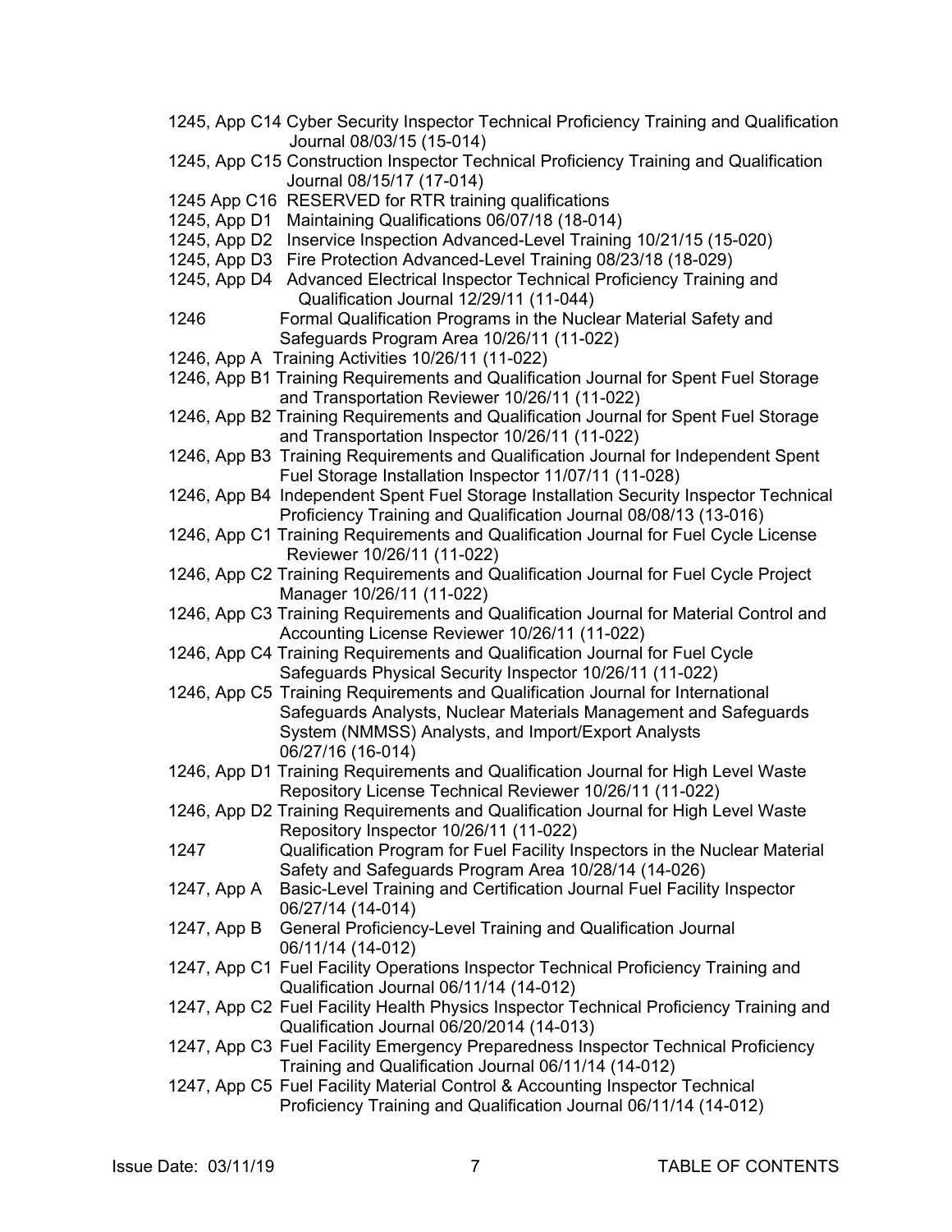1245, App C14 Cyber Security Inspector Technical Proficiency Training and Qualification Journal 08/03/15 (15-014)

1245, App C15 Construction Inspector Technical Proficiency Training and Qualification Journal 08/15/17 (17-014)

1245 App C16 RESERVED for RTR training qualifications

1245, App D1 Maintaining Qualifications 06/07/18 (18-014)

1245, App D2 Inservice Inspection Advanced-Level Training 10/21/15 (15-020)

1245, App D3 Fire Protection Advanced-Level Training 08/23/18 (18-029)

1245, App D4 Advanced Electrical Inspector Technical Proficiency Training and Qualification Journal 12/29/11 (11-044)

1246 Formal Qualification Programs in the Nuclear Material Safety and Safeguards Program Area 10/26/11 (11-022)

1246, App A Training Activities 10/26/11 (11-022)

1246, App B1 Training Requirements and Qualification Journal for Spent Fuel Storage and Transportation Reviewer 10/26/11 (11-022)

1246, App B2 Training Requirements and Qualification Journal for Spent Fuel Storage and Transportation Inspector 10/26/11 (11-022)

1246, App B3 Training Requirements and Qualification Journal for Independent Spent Fuel Storage Installation Inspector 11/07/11 (11-028)

1246, App B4 Independent Spent Fuel Storage Installation Security Inspector Technical Proficiency Training and Qualification Journal 08/08/13 (13-016)

1246, App C1 Training Requirements and Qualification Journal for Fuel Cycle License Reviewer 10/26/11 (11-022)

1246, App C2 Training Requirements and Qualification Journal for Fuel Cycle Project Manager 10/26/11 (11-022)

1246, App C3 Training Requirements and Qualification Journal for Material Control and Accounting License Reviewer 10/26/11 (11-022)

1246, App C4 Training Requirements and Qualification Journal for Fuel Cycle Safeguards Physical Security Inspector 10/26/11 (11-022)

1246, App C5 Training Requirements and Qualification Journal for International Safeguards Analysts, Nuclear Materials Management and Safeguards System (NMMSS) Analysts, and Import/Export Analysts 06/27/16 (16-014)

1246, App D1 Training Requirements and Qualification Journal for High Level Waste Repository License Technical Reviewer 10/26/11 (11-022)

1246, App D2 Training Requirements and Qualification Journal for High Level Waste Repository Inspector 10/26/11 (11-022)

1247 Qualification Program for Fuel Facility Inspectors in the Nuclear Material Safety and Safeguards Program Area 10/28/14 (14-026)

1247, App A Basic-Level Training and Certification Journal Fuel Facility Inspector 06/27/14 (14-014)

1247, App B General Proficiency-Level Training and Qualification Journal 06/11/14 (14-012)

1247, App C1 Fuel Facility Operations Inspector Technical Proficiency Training and Qualification Journal 06/11/14 (14-012)

1247, App C2 Fuel Facility Health Physics Inspector Technical Proficiency Training and Qualification Journal 06/20/2014 (14-013)

1247, App C3 Fuel Facility Emergency Preparedness Inspector Technical Proficiency Training and Qualification Journal 06/11/14 (14-012)

1247, App C5 Fuel Facility Material Control & Accounting Inspector Technical Proficiency Training and Qualification Journal 06/11/14 (14-012)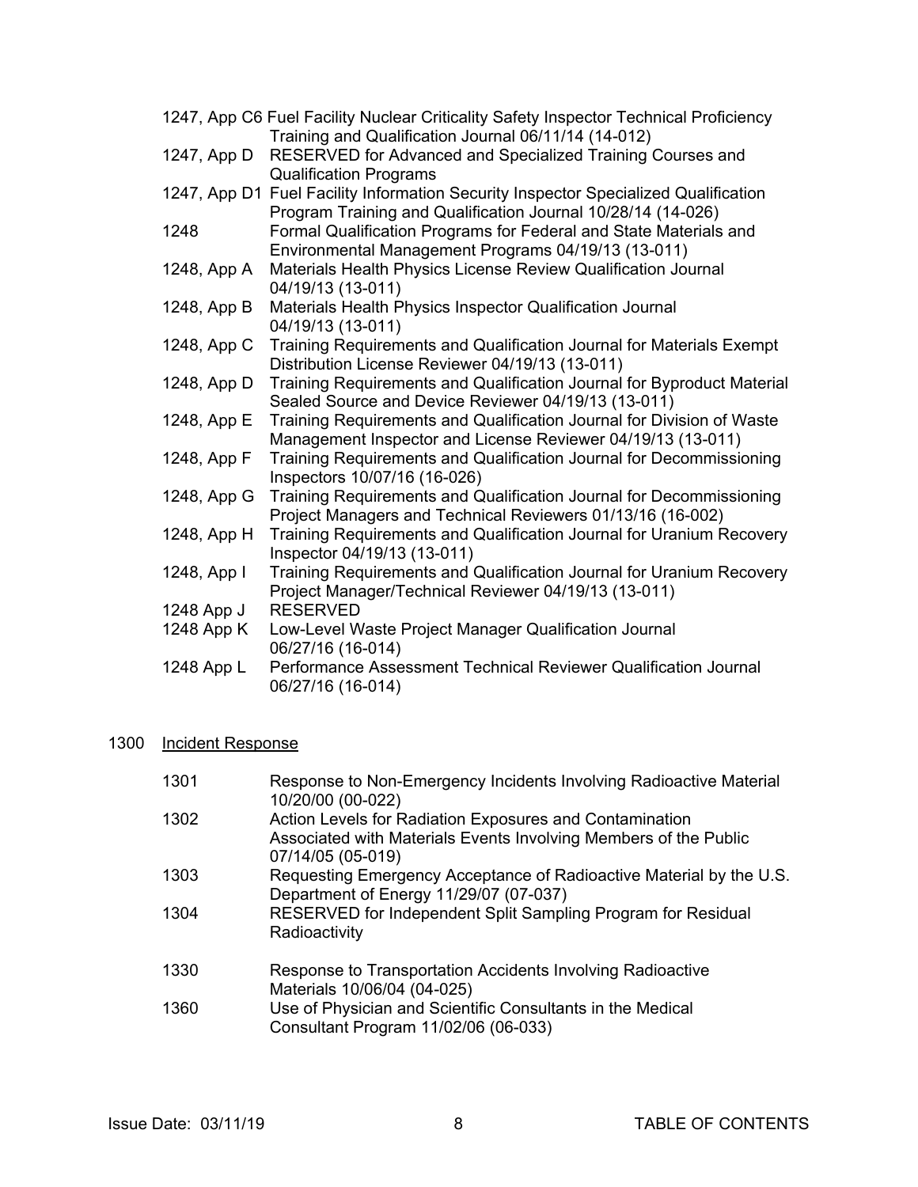1247, App C6 Fuel Facility Nuclear Criticality Safety Inspector Technical Proficiency Training and Qualification Journal 06/11/14 (14-012)

1247, App D RESERVED for Advanced and Specialized Training Courses and Qualification Programs

1247, App D1 Fuel Facility Information Security Inspector Specialized Qualification Program Training and Qualification Journal 10/28/14 (14-026)

1248 Formal Qualification Programs for Federal and State Materials and Environmental Management Programs 04/19/13 (13-011)

1248, App A Materials Health Physics License Review Qualification Journal 04/19/13 (13-011)

1248, App B Materials Health Physics Inspector Qualification Journal 04/19/13 (13-011)

1248, App C Training Requirements and Qualification Journal for Materials Exempt Distribution License Reviewer 04/19/13 (13-011)

1248, App D Training Requirements and Qualification Journal for Byproduct Material Sealed Source and Device Reviewer 04/19/13 (13-011)

1248, App E Training Requirements and Qualification Journal for Division of Waste Management Inspector and License Reviewer 04/19/13 (13-011)

1248, App F Training Requirements and Qualification Journal for Decommissioning Inspectors 10/07/16 (16-026)

1248, App G Training Requirements and Qualification Journal for Decommissioning Project Managers and Technical Reviewers 01/13/16 (16-002)

1248, App H Training Requirements and Qualification Journal for Uranium Recovery Inspector 04/19/13 (13-011)

1248, App I Training Requirements and Qualification Journal for Uranium Recovery Project Manager/Technical Reviewer 04/19/13 (13-011)

1248 App J RESERVED

1248 App K Low-Level Waste Project Manager Qualification Journal 06/27/16 (16-014)

1248 App L Performance Assessment Technical Reviewer Qualification Journal 06/27/16 (16-014)

## 1300 Incident Response

1301 Response to Non-Emergency Incidents Involving Radioactive Material 10/20/00 (00-022)

1302 Action Levels for Radiation Exposures and Contamination Associated with Materials Events Involving Members of the Public 07/14/05 (05-019)

1303 Requesting Emergency Acceptance of Radioactive Material by the U.S. Department of Energy 11/29/07 (07-037)

1304 RESERVED for Independent Split Sampling Program for Residual Radioactivity

1330 Response to Transportation Accidents Involving Radioactive Materials 10/06/04 (04-025)

1360 Use of Physician and Scientific Consultants in the Medical Consultant Program 11/02/06 (06-033)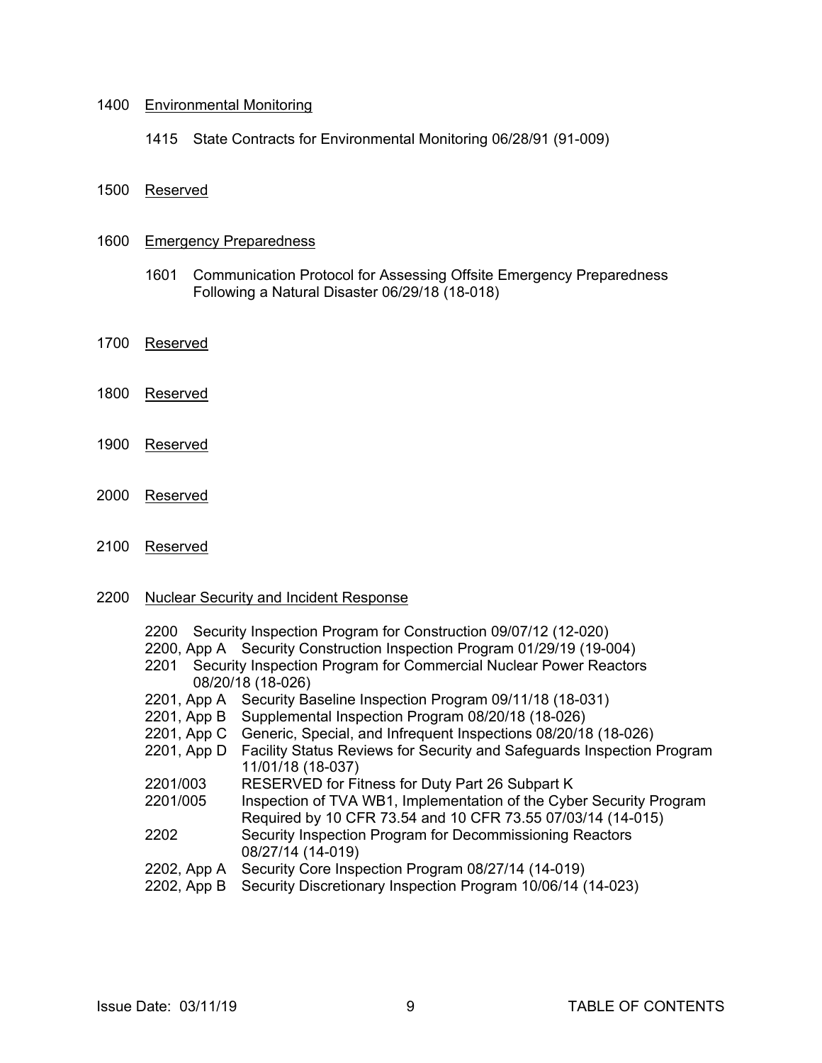1400 Environmental Monitoring

- 1415 State Contracts for Environmental Monitoring 06/28/91 (91-009)

1500 Reserved

1600 Emergency Preparedness

- 1601 Communication Protocol for Assessing Offsite Emergency Preparedness Following a Natural Disaster 06/29/18 (18-018)

1700 Reserved

1800 Reserved

1900 Reserved

2000 Reserved

2100 Reserved

2200 Nuclear Security and Incident Response

- 2200 Security Inspection Program for Construction 09/07/12 (12-020)
- 2200, App A Security Construction Inspection Program 01/29/19 (19-004)
- 2201 Security Inspection Program for Commercial Nuclear Power Reactors 08/20/18 (18-026)
- 2201, App A Security Baseline Inspection Program 09/11/18 (18-031)
- 2201, App B Supplemental Inspection Program 08/20/18 (18-026)
- 2201, App C Generic, Special, and Infrequent Inspections 08/20/18 (18-026)
- 2201, App D Facility Status Reviews for Security and Safeguards Inspection Program 11/01/18 (18-037)
- 2201/003 RESERVED for Fitness for Duty Part 26 Subpart K
- 2201/005 Inspection of TVA WB1, Implementation of the Cyber Security Program Required by 10 CFR 73.54 and 10 CFR 73.55 07/03/14 (14-015)
- 2202 Security Inspection Program for Decommissioning Reactors 08/27/14 (14-019)
- 2202, App A Security Core Inspection Program 08/27/14 (14-019)
- 2202, App B Security Discretionary Inspection Program 10/06/14 (14-023)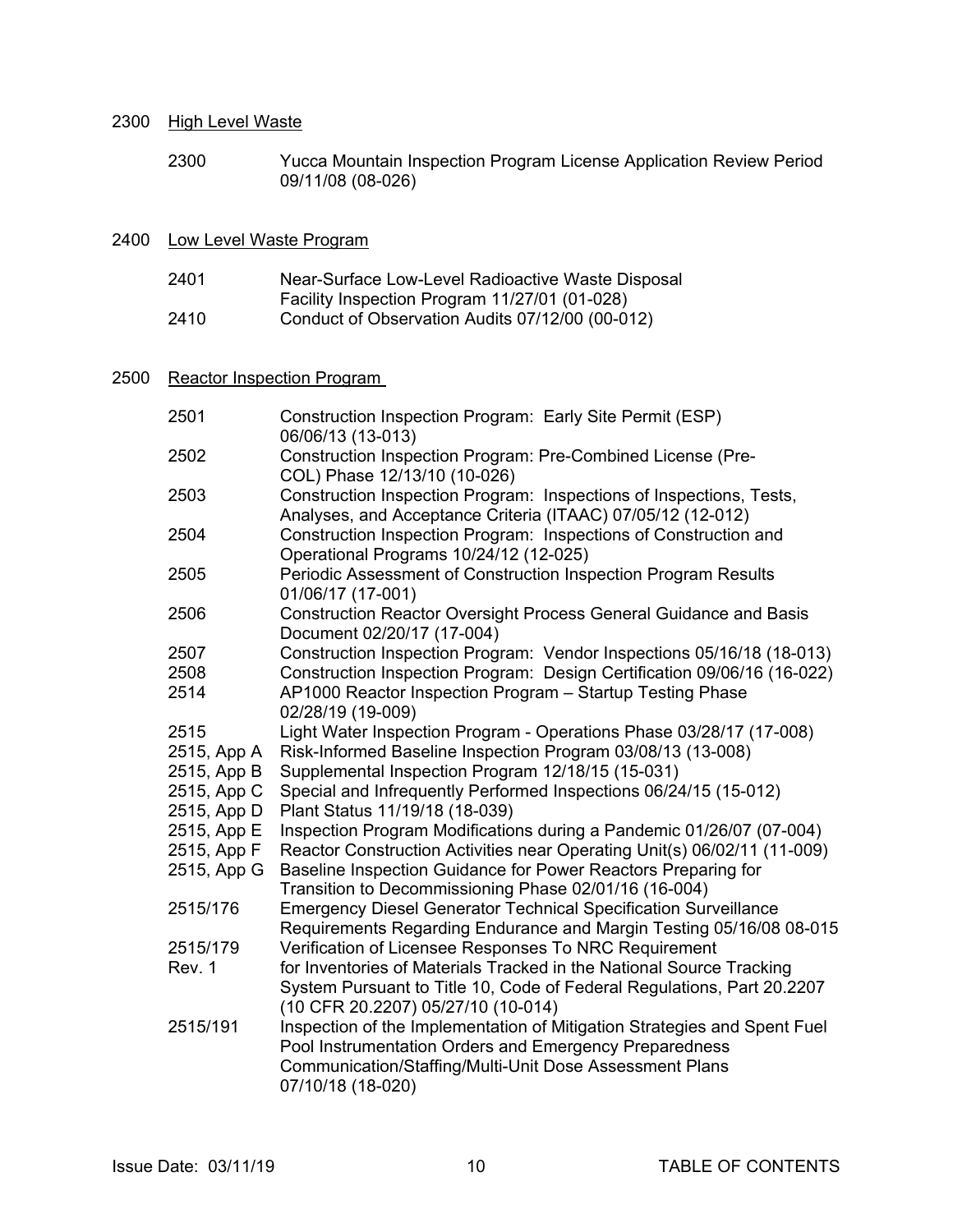## 2300 High Level Waste

| | |
|---|---|
| 2300 | Yucca Mountain Inspection Program License Application Review Period 09/11/08 (08-026) |

## 2400 Low Level Waste Program

| | |
|---|---|
| 2401 | Near-Surface Low-Level Radioactive Waste Disposal Facility Inspection Program 11/27/01 (01-028) |
| 2410 | Conduct of Observation Audits 07/12/00 (00-012) |

## 2500 Reactor Inspection Program

| | |
|---|---|
| 2501 | Construction Inspection Program: Early Site Permit (ESP) 06/06/13 (13-013) |
| 2502 | Construction Inspection Program: Pre-Combined License (Pre-COL) Phase 12/13/10 (10-026) |
| 2503 | Construction Inspection Program: Inspections of Inspections, Tests, Analyses, and Acceptance Criteria (ITAAC) 07/05/12 (12-012) |
| 2504 | Construction Inspection Program: Inspections of Construction and Operational Programs 10/24/12 (12-025) |
| 2505 | Periodic Assessment of Construction Inspection Program Results 01/06/17 (17-001) |
| 2506 | Construction Reactor Oversight Process General Guidance and Basis Document 02/20/17 (17-004) |
| 2507 | Construction Inspection Program: Vendor Inspections 05/16/18 (18-013) |
| 2508 | Construction Inspection Program: Design Certification 09/06/16 (16-022) |
| 2514 | AP1000 Reactor Inspection Program – Startup Testing Phase 02/28/19 (19-009) |
| 2515 | Light Water Inspection Program - Operations Phase 03/28/17 (17-008) |
| 2515, App A | Risk-Informed Baseline Inspection Program 03/08/13 (13-008) |
| 2515, App B | Supplemental Inspection Program 12/18/15 (15-031) |
| 2515, App C | Special and Infrequently Performed Inspections 06/24/15 (15-012) |
| 2515, App D | Plant Status 11/19/18 (18-039) |
| 2515, App E | Inspection Program Modifications during a Pandemic 01/26/07 (07-004) |
| 2515, App F | Reactor Construction Activities near Operating Unit(s) 06/02/11 (11-009) |
| 2515, App G | Baseline Inspection Guidance for Power Reactors Preparing for Transition to Decommissioning Phase 02/01/16 (16-004) |
| 2515/176 | Emergency Diesel Generator Technical Specification Surveillance Requirements Regarding Endurance and Margin Testing 05/16/08 08-015 |
| 2515/179 Rev. 1 | Verification of Licensee Responses To NRC Requirement for Inventories of Materials Tracked in the National Source Tracking System Pursuant to Title 10, Code of Federal Regulations, Part 20.2207 (10 CFR 20.2207) 05/27/10 (10-014) |
| 2515/191 | Inspection of the Implementation of Mitigation Strategies and Spent Fuel Pool Instrumentation Orders and Emergency Preparedness Communication/Staffing/Multi-Unit Dose Assessment Plans 07/10/18 (18-020) |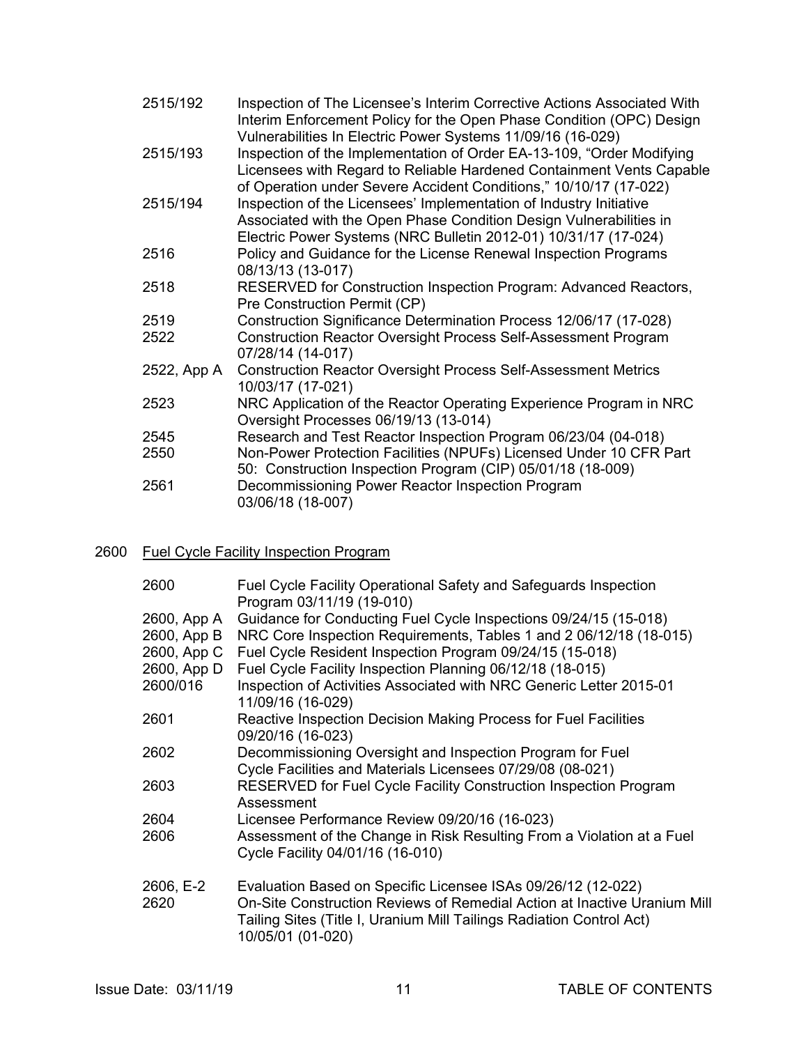| | |
|---|---|
| 2515/192 | Inspection of The Licensee's Interim Corrective Actions Associated With Interim Enforcement Policy for the Open Phase Condition (OPC) Design Vulnerabilities In Electric Power Systems 11/09/16 (16-029) |
| 2515/193 | Inspection of the Implementation of Order EA-13-109, "Order Modifying Licensees with Regard to Reliable Hardened Containment Vents Capable of Operation under Severe Accident Conditions," 10/10/17 (17-022) |
| 2515/194 | Inspection of the Licensees' Implementation of Industry Initiative Associated with the Open Phase Condition Design Vulnerabilities in Electric Power Systems (NRC Bulletin 2012-01) 10/31/17 (17-024) |
| 2516 | Policy and Guidance for the License Renewal Inspection Programs 08/13/13 (13-017) |
| 2518 | RESERVED for Construction Inspection Program: Advanced Reactors, Pre Construction Permit (CP) |
| 2519 | Construction Significance Determination Process 12/06/17 (17-028) |
| 2522 | Construction Reactor Oversight Process Self-Assessment Program 07/28/14 (14-017) |
| 2522, App A | Construction Reactor Oversight Process Self-Assessment Metrics 10/03/17 (17-021) |
| 2523 | NRC Application of the Reactor Operating Experience Program in NRC Oversight Processes 06/19/13 (13-014) |
| 2545 | Research and Test Reactor Inspection Program 06/23/04 (04-018) |
| 2550 | Non-Power Protection Facilities (NPUFs) Licensed Under 10 CFR Part 50: Construction Inspection Program (CIP) 05/01/18 (18-009) |
| 2561 | Decommissioning Power Reactor Inspection Program 03/06/18 (18-007) |

2600 Fuel Cycle Facility Inspection Program

| | |
|---|---|
| 2600 | Fuel Cycle Facility Operational Safety and Safeguards Inspection Program 03/11/19 (19-010) |
| 2600, App A | Guidance for Conducting Fuel Cycle Inspections 09/24/15 (15-018) |
| 2600, App B | NRC Core Inspection Requirements, Tables 1 and 2 06/12/18 (18-015) |
| 2600, App C | Fuel Cycle Resident Inspection Program 09/24/15 (15-018) |
| 2600, App D | Fuel Cycle Facility Inspection Planning 06/12/18 (18-015) |
| 2600/016 | Inspection of Activities Associated with NRC Generic Letter 2015-01 11/09/16 (16-029) |
| 2601 | Reactive Inspection Decision Making Process for Fuel Facilities 09/20/16 (16-023) |
| 2602 | Decommissioning Oversight and Inspection Program for Fuel Cycle Facilities and Materials Licensees 07/29/08 (08-021) |
| 2603 | RESERVED for Fuel Cycle Facility Construction Inspection Program Assessment |
| 2604 | Licensee Performance Review 09/20/16 (16-023) |
| 2606 | Assessment of the Change in Risk Resulting From a Violation at a Fuel Cycle Facility 04/01/16 (16-010) |
| 2606, E-2 | Evaluation Based on Specific Licensee ISAs 09/26/12 (12-022) |
| 2620 | On-Site Construction Reviews of Remedial Action at Inactive Uranium Mill Tailing Sites (Title I, Uranium Mill Tailings Radiation Control Act) 10/05/01 (01-020) |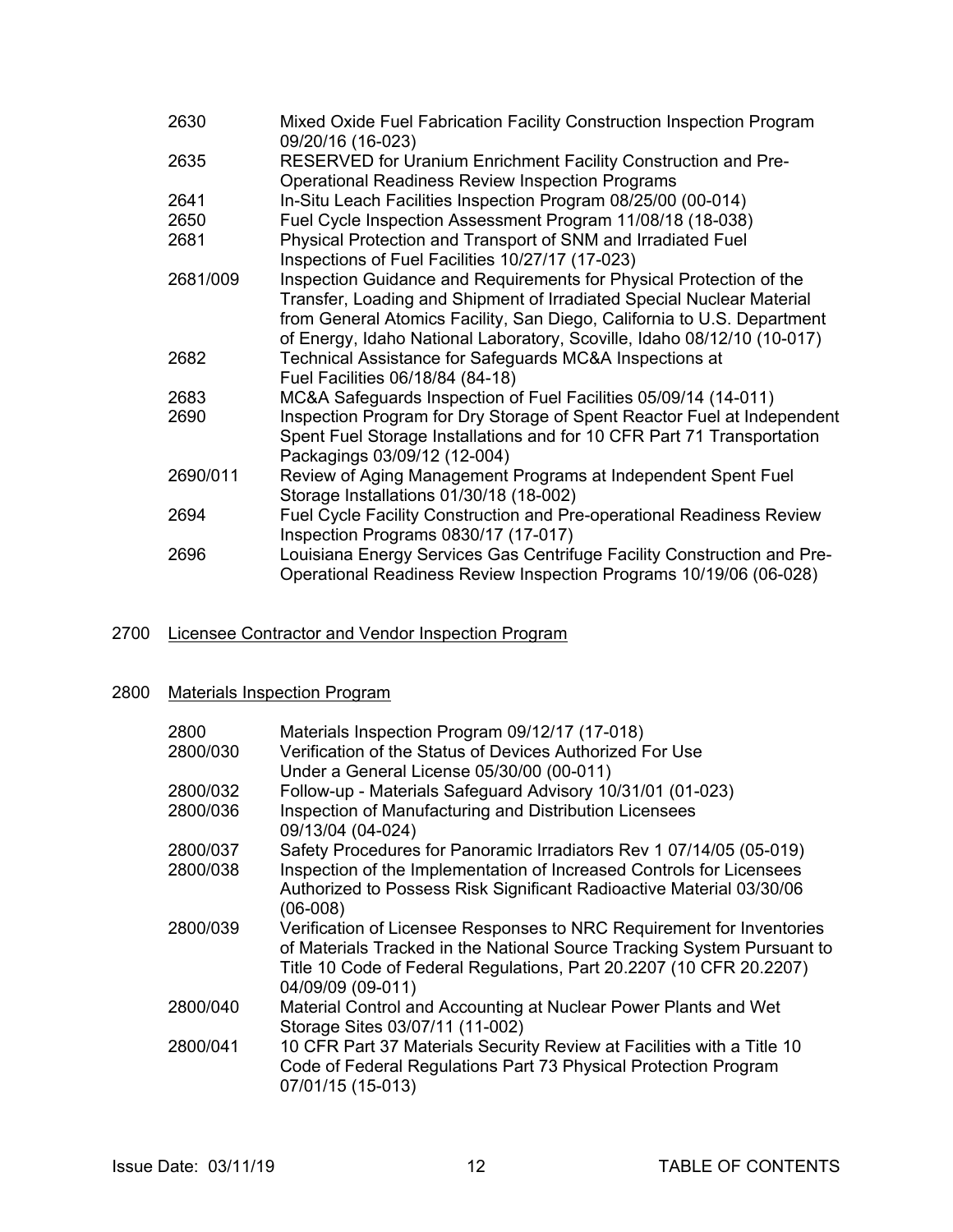| | |
|---|---|
| 2630 | Mixed Oxide Fuel Fabrication Facility Construction Inspection Program 09/20/16 (16-023) |
| 2635 | RESERVED for Uranium Enrichment Facility Construction and Pre-Operational Readiness Review Inspection Programs |
| 2641 | In-Situ Leach Facilities Inspection Program 08/25/00 (00-014) |
| 2650 | Fuel Cycle Inspection Assessment Program 11/08/18 (18-038) |
| 2681 | Physical Protection and Transport of SNM and Irradiated Fuel Inspections of Fuel Facilities 10/27/17 (17-023) |
| 2681/009 | Inspection Guidance and Requirements for Physical Protection of the Transfer, Loading and Shipment of Irradiated Special Nuclear Material from General Atomics Facility, San Diego, California to U.S. Department of Energy, Idaho National Laboratory, Scoville, Idaho 08/12/10 (10-017) |
| 2682 | Technical Assistance for Safeguards MC&A Inspections at Fuel Facilities 06/18/84 (84-18) |
| 2683 | MC&A Safeguards Inspection of Fuel Facilities 05/09/14 (14-011) |
| 2690 | Inspection Program for Dry Storage of Spent Reactor Fuel at Independent Spent Fuel Storage Installations and for 10 CFR Part 71 Transportation Packagings 03/09/12 (12-004) |
| 2690/011 | Review of Aging Management Programs at Independent Spent Fuel Storage Installations 01/30/18 (18-002) |
| 2694 | Fuel Cycle Facility Construction and Pre-operational Readiness Review Inspection Programs 0830/17 (17-017) |
| 2696 | Louisiana Energy Services Gas Centrifuge Facility Construction and Pre-Operational Readiness Review Inspection Programs 10/19/06 (06-028) |

## 2700 Licensee Contractor and Vendor Inspection Program

## 2800 Materials Inspection Program

| | |
|---|---|
| 2800 | Materials Inspection Program 09/12/17 (17-018) |
| 2800/030 | Verification of the Status of Devices Authorized For Use Under a General License 05/30/00 (00-011) |
| 2800/032 | Follow-up - Materials Safeguard Advisory 10/31/01 (01-023) |
| 2800/036 | Inspection of Manufacturing and Distribution Licensees 09/13/04 (04-024) |
| 2800/037 | Safety Procedures for Panoramic Irradiators Rev 1 07/14/05 (05-019) |
| 2800/038 | Inspection of the Implementation of Increased Controls for Licensees Authorized to Possess Risk Significant Radioactive Material 03/30/06 (06-008) |
| 2800/039 | Verification of Licensee Responses to NRC Requirement for Inventories of Materials Tracked in the National Source Tracking System Pursuant to Title 10 Code of Federal Regulations, Part 20.2207 (10 CFR 20.2207) 04/09/09 (09-011) |
| 2800/040 | Material Control and Accounting at Nuclear Power Plants and Wet Storage Sites 03/07/11 (11-002) |
| 2800/041 | 10 CFR Part 37 Materials Security Review at Facilities with a Title 10 Code of Federal Regulations Part 73 Physical Protection Program 07/01/15 (15-013) |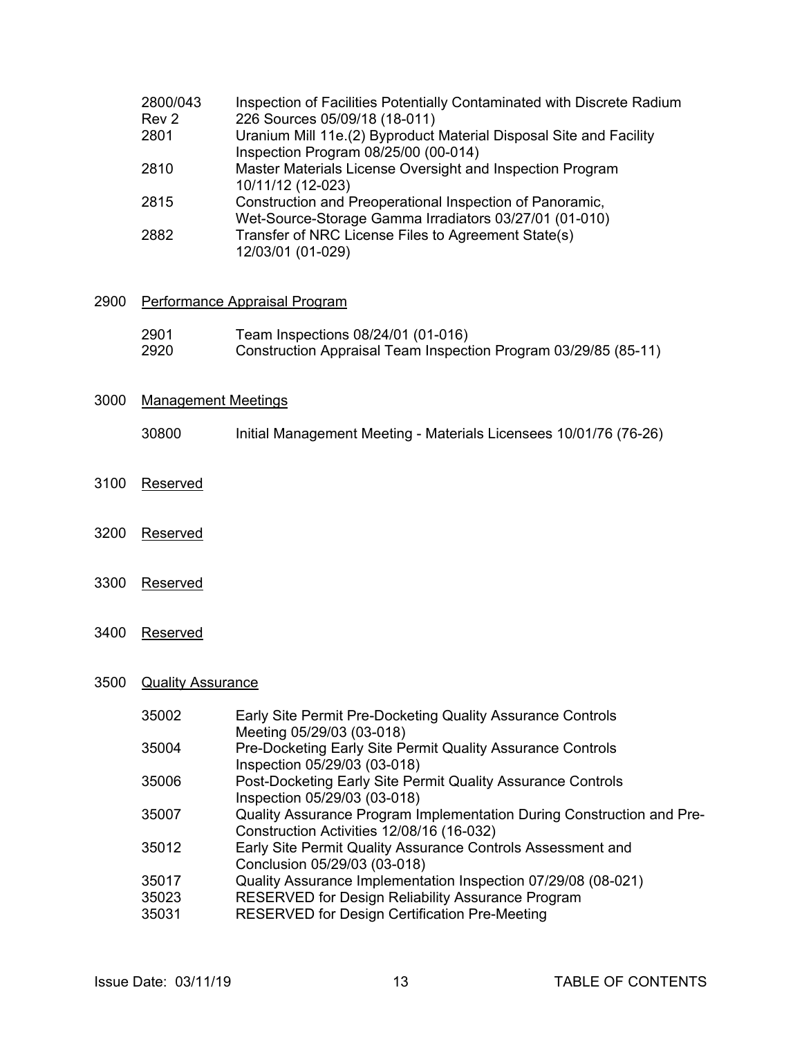| | |
|---|---|
| 2800/043 Rev 2 | Inspection of Facilities Potentially Contaminated with Discrete Radium 226 Sources 05/09/18 (18-011) |
| 2801 | Uranium Mill 11e.(2) Byproduct Material Disposal Site and Facility Inspection Program 08/25/00 (00-014) |
| 2810 | Master Materials License Oversight and Inspection Program 10/11/12 (12-023) |
| 2815 | Construction and Preoperational Inspection of Panoramic, Wet-Source-Storage Gamma Irradiators 03/27/01 (01-010) |
| 2882 | Transfer of NRC License Files to Agreement State(s) 12/03/01 (01-029) |

2900 Performance Appraisal Program

| | |
|---|---|
| 2901 | Team Inspections 08/24/01 (01-016) |
| 2920 | Construction Appraisal Team Inspection Program 03/29/85 (85-11) |

3000 Management Meetings

| | |
|---|---|
| 30800 | Initial Management Meeting - Materials Licensees 10/01/76 (76-26) |

3100 Reserved

3200 Reserved

3300 Reserved

3400 Reserved

3500 Quality Assurance

| | |
|---|---|
| 35002 | Early Site Permit Pre-Docketing Quality Assurance Controls Meeting 05/29/03 (03-018) |
| 35004 | Pre-Docketing Early Site Permit Quality Assurance Controls Inspection 05/29/03 (03-018) |
| 35006 | Post-Docketing Early Site Permit Quality Assurance Controls Inspection 05/29/03 (03-018) |
| 35007 | Quality Assurance Program Implementation During Construction and Pre-Construction Activities 12/08/16 (16-032) |
| 35012 | Early Site Permit Quality Assurance Controls Assessment and Conclusion 05/29/03 (03-018) |
| 35017 | Quality Assurance Implementation Inspection 07/29/08 (08-021) |
| 35023 | RESERVED for Design Reliability Assurance Program |
| 35031 | RESERVED for Design Certification Pre-Meeting |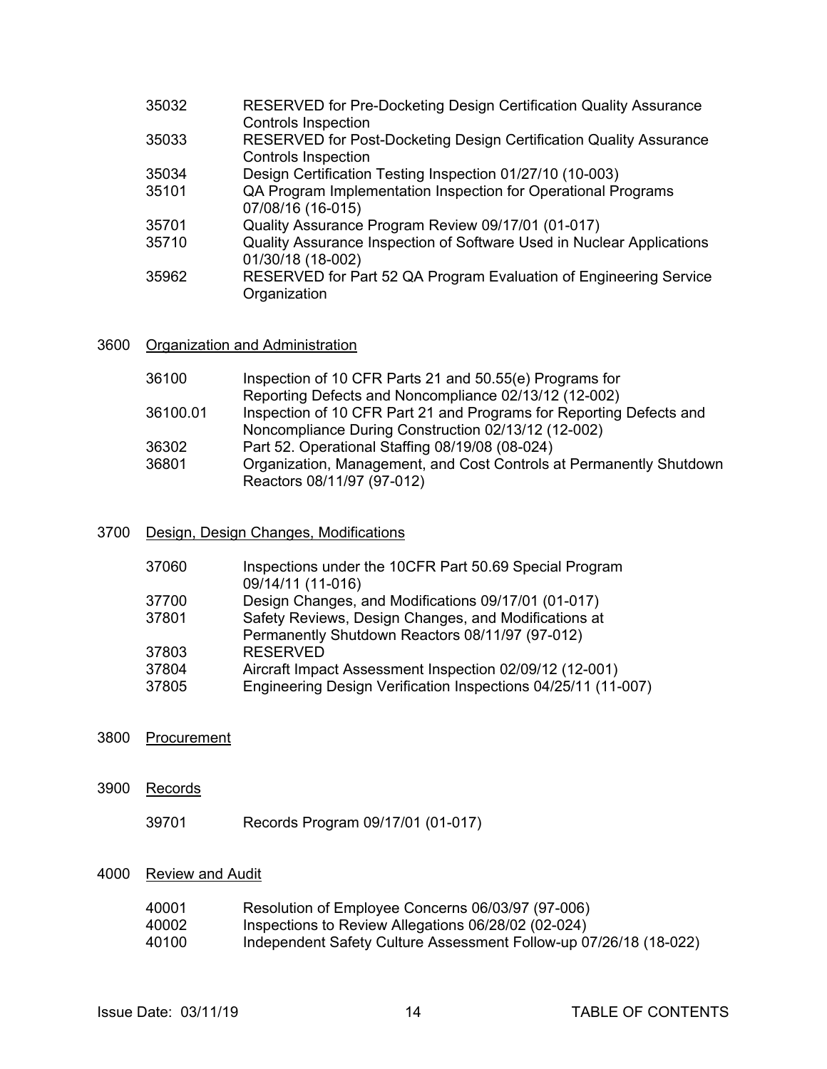| | |
|---|---|
| 35032 | RESERVED for Pre-Docketing Design Certification Quality Assurance Controls Inspection |
| 35033 | RESERVED for Post-Docketing Design Certification Quality Assurance Controls Inspection |
| 35034 | Design Certification Testing Inspection 01/27/10 (10-003) |
| 35101 | QA Program Implementation Inspection for Operational Programs 07/08/16 (16-015) |
| 35701 | Quality Assurance Program Review 09/17/01 (01-017) |
| 35710 | Quality Assurance Inspection of Software Used in Nuclear Applications 01/30/18 (18-002) |
| 35962 | RESERVED for Part 52 QA Program Evaluation of Engineering Service Organization |

## 3600 Organization and Administration

| | |
|---|---|
| 36100 | Inspection of 10 CFR Parts 21 and 50.55(e) Programs for Reporting Defects and Noncompliance 02/13/12 (12-002) |
| 36100.01 | Inspection of 10 CFR Part 21 and Programs for Reporting Defects and Noncompliance During Construction 02/13/12 (12-002) |
| 36302 | Part 52. Operational Staffing 08/19/08 (08-024) |
| 36801 | Organization, Management, and Cost Controls at Permanently Shutdown Reactors 08/11/97 (97-012) |

## 3700 Design, Design Changes, Modifications

| | |
|---|---|
| 37060 | Inspections under the 10CFR Part 50.69 Special Program 09/14/11 (11-016) |
| 37700 | Design Changes, and Modifications 09/17/01 (01-017) |
| 37801 | Safety Reviews, Design Changes, and Modifications at Permanently Shutdown Reactors 08/11/97 (97-012) |
| 37803 | RESERVED |
| 37804 | Aircraft Impact Assessment Inspection 02/09/12 (12-001) |
| 37805 | Engineering Design Verification Inspections 04/25/11 (11-007) |

## 3800 Procurement

## 3900 Records

| | |
|---|---|
| 39701 | Records Program 09/17/01 (01-017) |

## 4000 Review and Audit

| | |
|---|---|
| 40001 | Resolution of Employee Concerns 06/03/97 (97-006) |
| 40002 | Inspections to Review Allegations 06/28/02 (02-024) |
| 40100 | Independent Safety Culture Assessment Follow-up 07/26/18 (18-022) |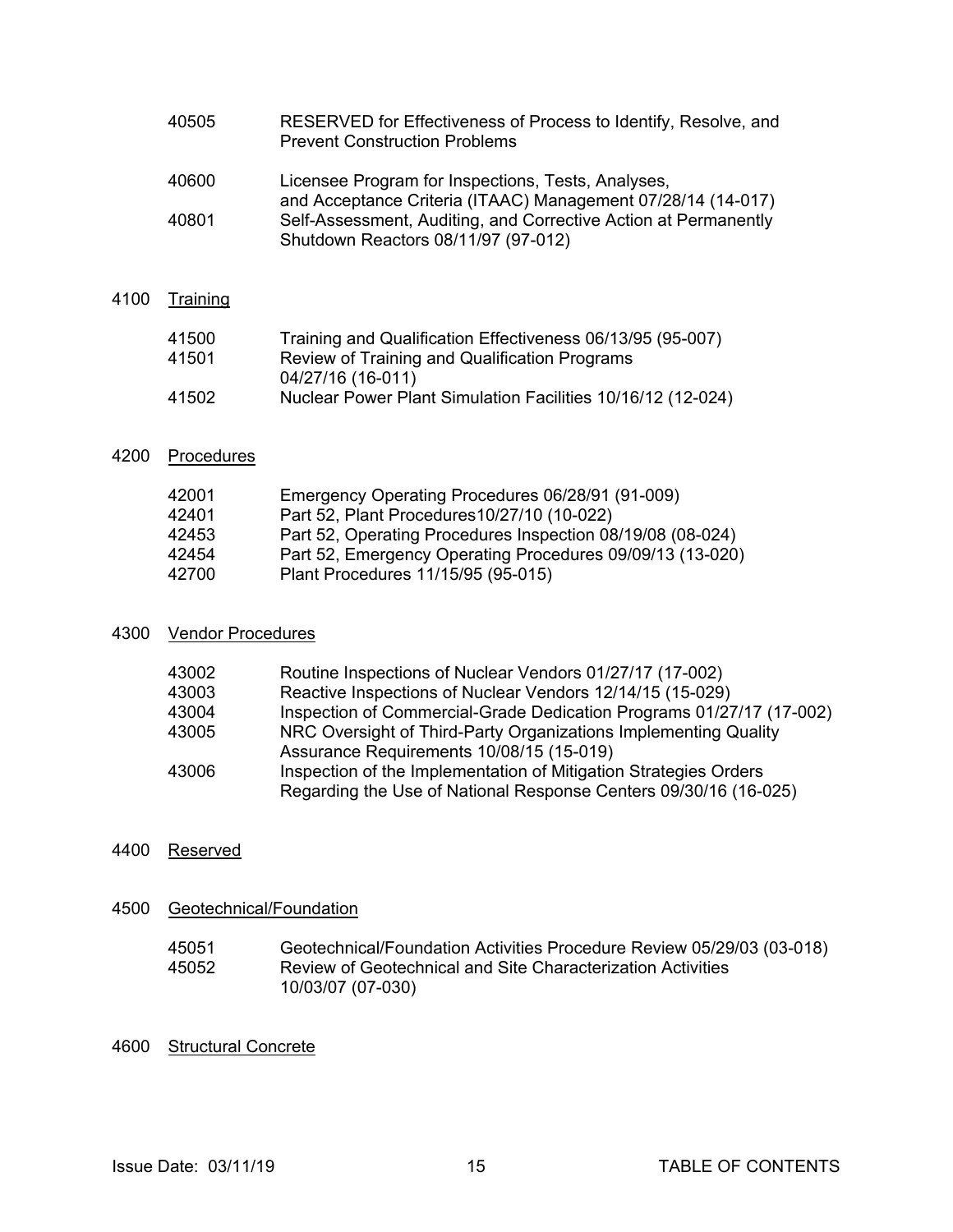| | |
|---|---|
| 40505 | RESERVED for Effectiveness of Process to Identify, Resolve, and Prevent Construction Problems |
| 40600 | Licensee Program for Inspections, Tests, Analyses, and Acceptance Criteria (ITAAC) Management 07/28/14 (14-017) |
| 40801 | Self-Assessment, Auditing, and Corrective Action at Permanently Shutdown Reactors 08/11/97 (97-012) |

4100 Training

| | |
|---|---|
| 41500 | Training and Qualification Effectiveness 06/13/95 (95-007) |
| 41501 | Review of Training and Qualification Programs 04/27/16 (16-011) |
| 41502 | Nuclear Power Plant Simulation Facilities 10/16/12 (12-024) |

4200 Procedures

| | |
|---|---|
| 42001 | Emergency Operating Procedures 06/28/91 (91-009) |
| 42401 | Part 52, Plant Procedures10/27/10 (10-022) |
| 42453 | Part 52, Operating Procedures Inspection 08/19/08 (08-024) |
| 42454 | Part 52, Emergency Operating Procedures 09/09/13 (13-020) |
| 42700 | Plant Procedures 11/15/95 (95-015) |

4300 Vendor Procedures

| | |
|---|---|
| 43002 | Routine Inspections of Nuclear Vendors 01/27/17 (17-002) |
| 43003 | Reactive Inspections of Nuclear Vendors 12/14/15 (15-029) |
| 43004 | Inspection of Commercial-Grade Dedication Programs 01/27/17 (17-002) |
| 43005 | NRC Oversight of Third-Party Organizations Implementing Quality Assurance Requirements 10/08/15 (15-019) |
| 43006 | Inspection of the Implementation of Mitigation Strategies Orders Regarding the Use of National Response Centers 09/30/16 (16-025) |

4400 Reserved

4500 Geotechnical/Foundation

| | |
|---|---|
| 45051 | Geotechnical/Foundation Activities Procedure Review 05/29/03 (03-018) |
| 45052 | Review of Geotechnical and Site Characterization Activities 10/03/07 (07-030) |

4600 Structural Concrete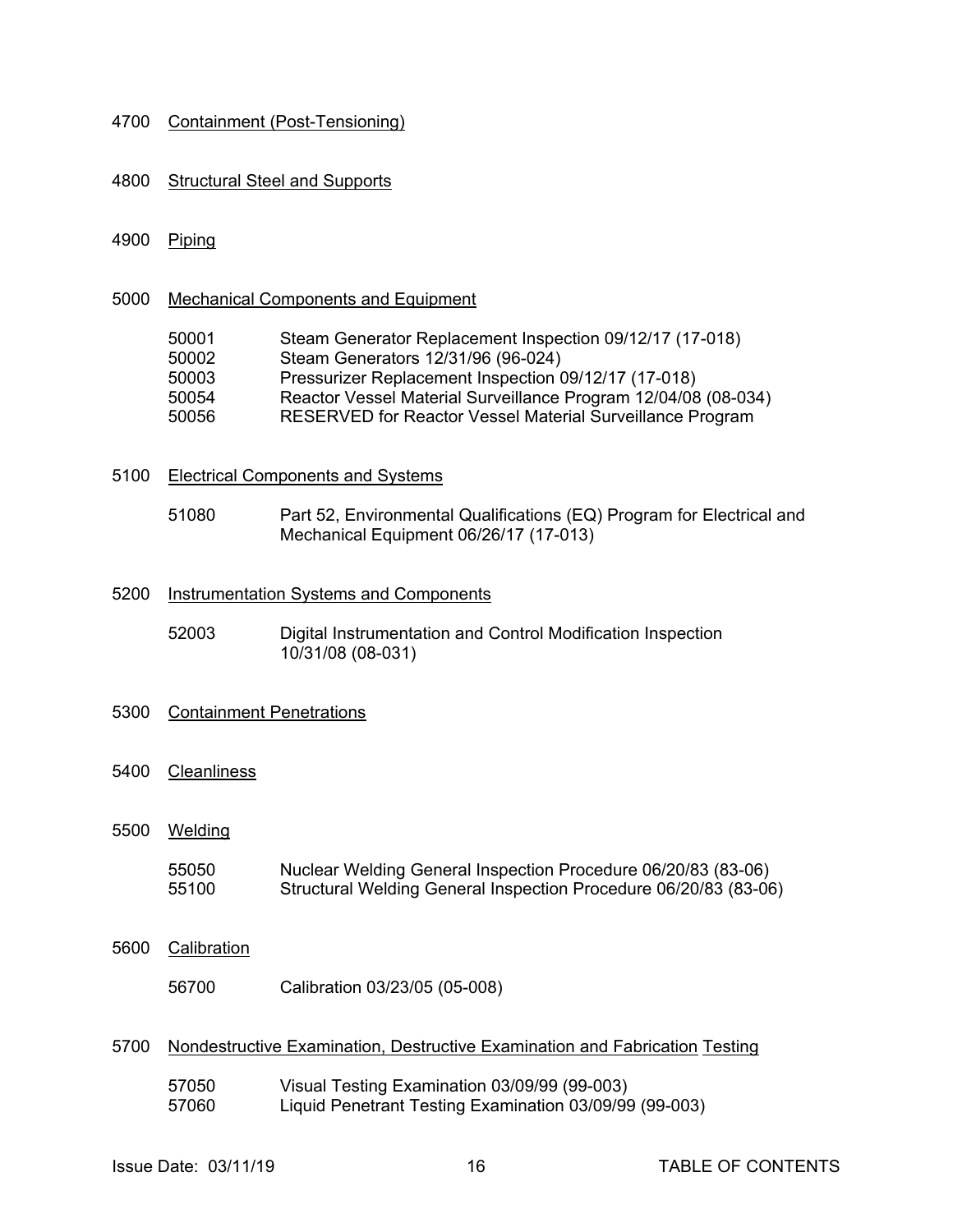4700 Containment (Post-Tensioning)

4800 Structural Steel and Supports

4900 Piping

5000 Mechanical Components and Equipment

- 50001 Steam Generator Replacement Inspection 09/12/17 (17-018)
- 50002 Steam Generators 12/31/96 (96-024)
- 50003 Pressurizer Replacement Inspection 09/12/17 (17-018)
- 50054 Reactor Vessel Material Surveillance Program 12/04/08 (08-034)
- 50056 RESERVED for Reactor Vessel Material Surveillance Program

5100 Electrical Components and Systems

- 51080 Part 52, Environmental Qualifications (EQ) Program for Electrical and Mechanical Equipment 06/26/17 (17-013)

5200 Instrumentation Systems and Components

- 52003 Digital Instrumentation and Control Modification Inspection 10/31/08 (08-031)

5300 Containment Penetrations

5400 Cleanliness

5500 Welding

- 55050 Nuclear Welding General Inspection Procedure 06/20/83 (83-06)
- 55100 Structural Welding General Inspection Procedure 06/20/83 (83-06)

5600 Calibration

- 56700 Calibration 03/23/05 (05-008)

5700 Nondestructive Examination, Destructive Examination and Fabrication Testing

- 57050 Visual Testing Examination 03/09/99 (99-003)
- 57060 Liquid Penetrant Testing Examination 03/09/99 (99-003)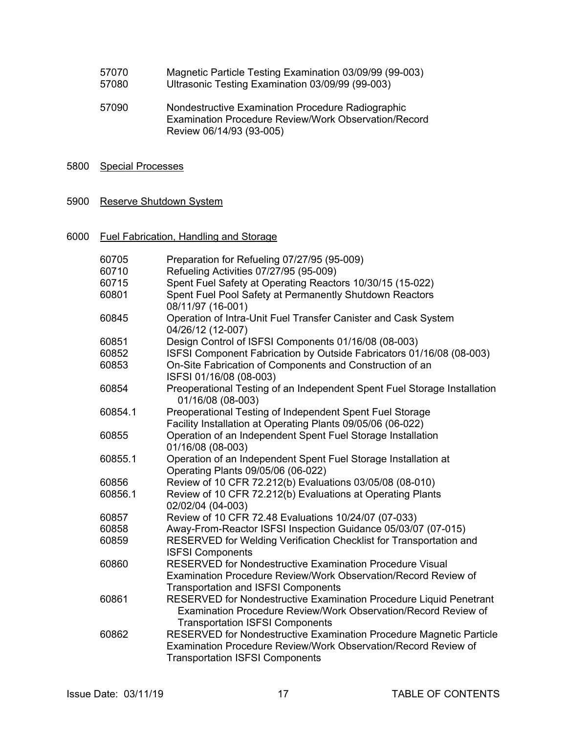| | |
|---|---|
| 57070 | Magnetic Particle Testing Examination 03/09/99 (99-003) |
| 57080 | Ultrasonic Testing Examination 03/09/99 (99-003) |
| 57090 | Nondestructive Examination Procedure Radiographic Examination Procedure Review/Work Observation/Record Review 06/14/93 (93-005) |

5800 Special Processes

5900 Reserve Shutdown System

6000 Fuel Fabrication, Handling and Storage

| | |
|---|---|
| 60705 | Preparation for Refueling 07/27/95 (95-009) |
| 60710 | Refueling Activities 07/27/95 (95-009) |
| 60715 | Spent Fuel Safety at Operating Reactors 10/30/15 (15-022) |
| 60801 | Spent Fuel Pool Safety at Permanently Shutdown Reactors 08/11/97 (16-001) |
| 60845 | Operation of Intra-Unit Fuel Transfer Canister and Cask System 04/26/12 (12-007) |
| 60851 | Design Control of ISFSI Components 01/16/08 (08-003) |
| 60852 | ISFSI Component Fabrication by Outside Fabricators 01/16/08 (08-003) |
| 60853 | On-Site Fabrication of Components and Construction of an ISFSI 01/16/08 (08-003) |
| 60854 | Preoperational Testing of an Independent Spent Fuel Storage Installation 01/16/08 (08-003) |
| 60854.1 | Preoperational Testing of Independent Spent Fuel Storage Facility Installation at Operating Plants 09/05/06 (06-022) |
| 60855 | Operation of an Independent Spent Fuel Storage Installation 01/16/08 (08-003) |
| 60855.1 | Operation of an Independent Spent Fuel Storage Installation at Operating Plants 09/05/06 (06-022) |
| 60856 | Review of 10 CFR 72.212(b) Evaluations 03/05/08 (08-010) |
| 60856.1 | Review of 10 CFR 72.212(b) Evaluations at Operating Plants 02/02/04 (04-003) |
| 60857 | Review of 10 CFR 72.48 Evaluations 10/24/07 (07-033) |
| 60858 | Away-From-Reactor ISFSI Inspection Guidance 05/03/07 (07-015) |
| 60859 | RESERVED for Welding Verification Checklist for Transportation and ISFSI Components |
| 60860 | RESERVED for Nondestructive Examination Procedure Visual Examination Procedure Review/Work Observation/Record Review of Transportation and ISFSI Components |
| 60861 | RESERVED for Nondestructive Examination Procedure Liquid Penetrant Examination Procedure Review/Work Observation/Record Review of Transportation ISFSI Components |
| 60862 | RESERVED for Nondestructive Examination Procedure Magnetic Particle Examination Procedure Review/Work Observation/Record Review of Transportation ISFSI Components |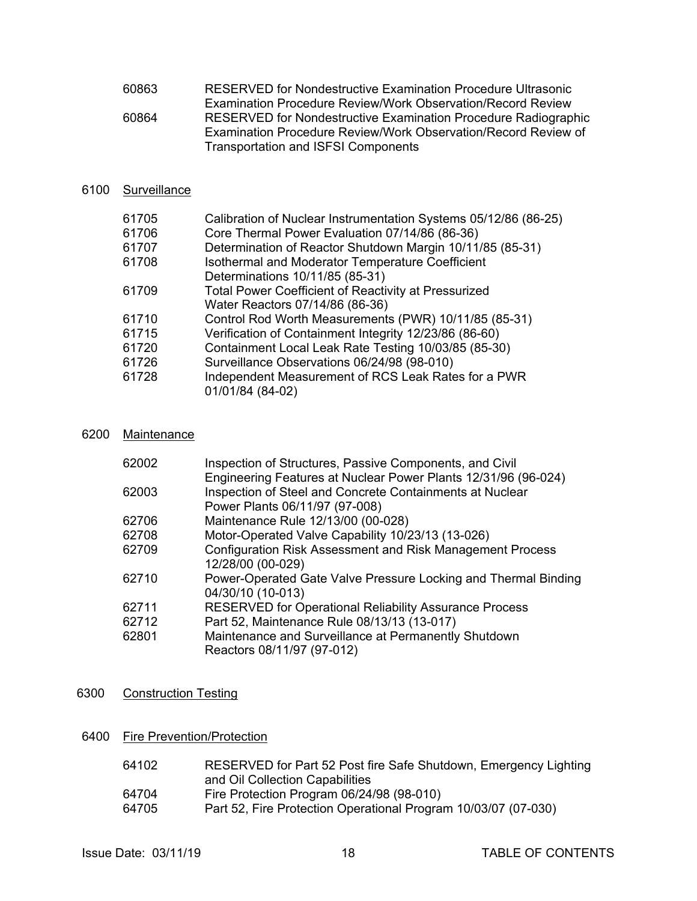| | |
|---|---|
| 60863 | RESERVED for Nondestructive Examination Procedure Ultrasonic Examination Procedure Review/Work Observation/Record Review |
| 60864 | RESERVED for Nondestructive Examination Procedure Radiographic Examination Procedure Review/Work Observation/Record Review of Transportation and ISFSI Components |

## 6100 Surveillance

| | |
|---|---|
| 61705 | Calibration of Nuclear Instrumentation Systems 05/12/86 (86-25) |
| 61706 | Core Thermal Power Evaluation 07/14/86 (86-36) |
| 61707 | Determination of Reactor Shutdown Margin 10/11/85 (85-31) |
| 61708 | Isothermal and Moderator Temperature Coefficient Determinations 10/11/85 (85-31) |
| 61709 | Total Power Coefficient of Reactivity at Pressurized Water Reactors 07/14/86 (86-36) |
| 61710 | Control Rod Worth Measurements (PWR) 10/11/85 (85-31) |
| 61715 | Verification of Containment Integrity 12/23/86 (86-60) |
| 61720 | Containment Local Leak Rate Testing 10/03/85 (85-30) |
| 61726 | Surveillance Observations 06/24/98 (98-010) |
| 61728 | Independent Measurement of RCS Leak Rates for a PWR 01/01/84 (84-02) |

## 6200 Maintenance

| | |
|---|---|
| 62002 | Inspection of Structures, Passive Components, and Civil Engineering Features at Nuclear Power Plants 12/31/96 (96-024) |
| 62003 | Inspection of Steel and Concrete Containments at Nuclear Power Plants 06/11/97 (97-008) |
| 62706 | Maintenance Rule 12/13/00 (00-028) |
| 62708 | Motor-Operated Valve Capability 10/23/13 (13-026) |
| 62709 | Configuration Risk Assessment and Risk Management Process 12/28/00 (00-029) |
| 62710 | Power-Operated Gate Valve Pressure Locking and Thermal Binding 04/30/10 (10-013) |
| 62711 | RESERVED for Operational Reliability Assurance Process |
| 62712 | Part 52, Maintenance Rule 08/13/13 (13-017) |
| 62801 | Maintenance and Surveillance at Permanently Shutdown Reactors 08/11/97 (97-012) |

## 6300 Construction Testing

## 6400 Fire Prevention/Protection

| | |
|---|---|
| 64102 | RESERVED for Part 52 Post fire Safe Shutdown, Emergency Lighting and Oil Collection Capabilities |
| 64704 | Fire Protection Program 06/24/98 (98-010) |
| 64705 | Part 52, Fire Protection Operational Program 10/03/07 (07-030) |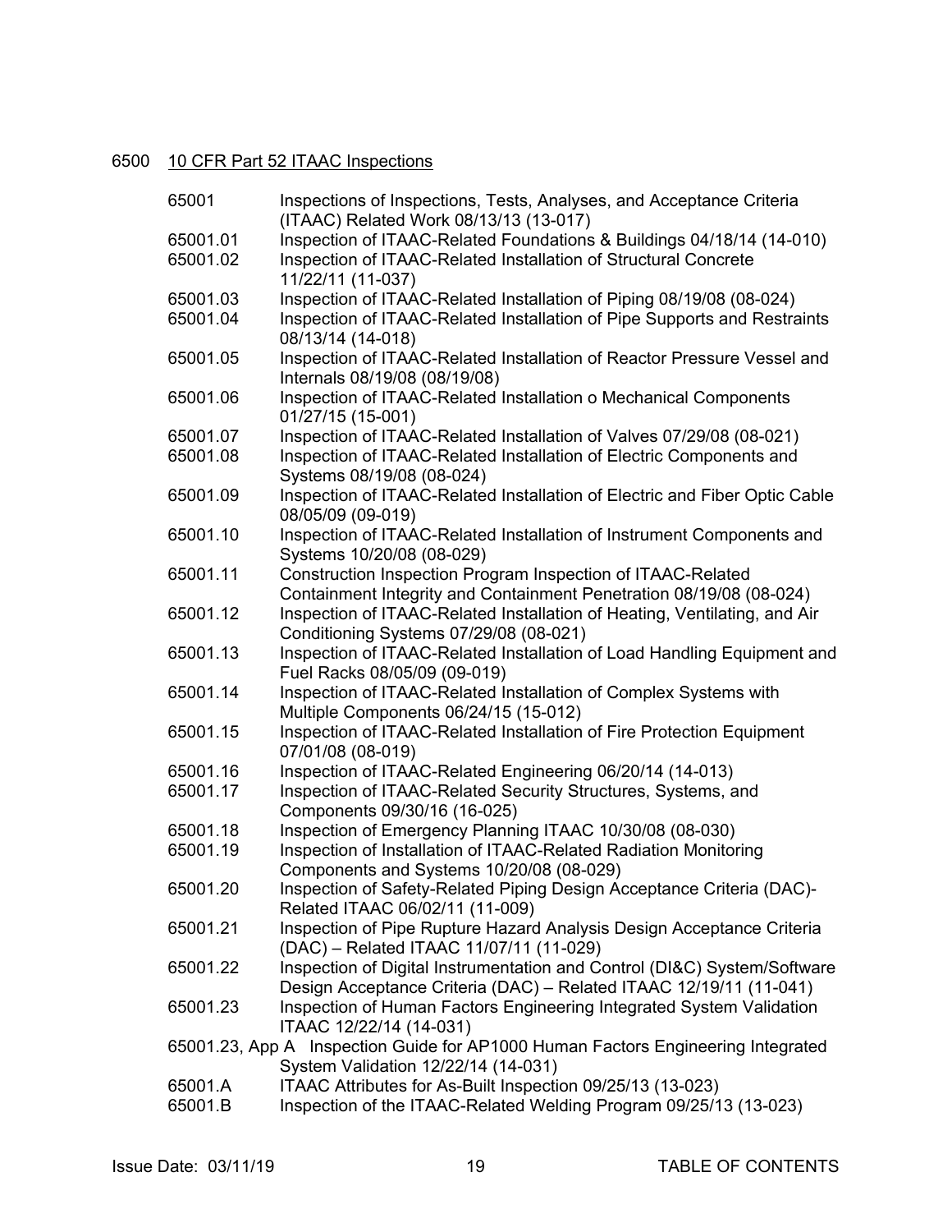6500 10 CFR Part 52 ITAAC Inspections

| | |
|---|---|
| 65001 | Inspections of Inspections, Tests, Analyses, and Acceptance Criteria (ITAAC) Related Work 08/13/13 (13-017) |
| 65001.01 | Inspection of ITAAC-Related Foundations & Buildings 04/18/14 (14-010) |
| 65001.02 | Inspection of ITAAC-Related Installation of Structural Concrete 11/22/11 (11-037) |
| 65001.03 | Inspection of ITAAC-Related Installation of Piping 08/19/08 (08-024) |
| 65001.04 | Inspection of ITAAC-Related Installation of Pipe Supports and Restraints 08/13/14 (14-018) |
| 65001.05 | Inspection of ITAAC-Related Installation of Reactor Pressure Vessel and Internals 08/19/08 (08/19/08) |
| 65001.06 | Inspection of ITAAC-Related Installation o Mechanical Components 01/27/15 (15-001) |
| 65001.07 | Inspection of ITAAC-Related Installation of Valves 07/29/08 (08-021) |
| 65001.08 | Inspection of ITAAC-Related Installation of Electric Components and Systems 08/19/08 (08-024) |
| 65001.09 | Inspection of ITAAC-Related Installation of Electric and Fiber Optic Cable 08/05/09 (09-019) |
| 65001.10 | Inspection of ITAAC-Related Installation of Instrument Components and Systems 10/20/08 (08-029) |
| 65001.11 | Construction Inspection Program Inspection of ITAAC-Related Containment Integrity and Containment Penetration 08/19/08 (08-024) |
| 65001.12 | Inspection of ITAAC-Related Installation of Heating, Ventilating, and Air Conditioning Systems 07/29/08 (08-021) |
| 65001.13 | Inspection of ITAAC-Related Installation of Load Handling Equipment and Fuel Racks 08/05/09 (09-019) |
| 65001.14 | Inspection of ITAAC-Related Installation of Complex Systems with Multiple Components 06/24/15 (15-012) |
| 65001.15 | Inspection of ITAAC-Related Installation of Fire Protection Equipment 07/01/08 (08-019) |
| 65001.16 | Inspection of ITAAC-Related Engineering 06/20/14 (14-013) |
| 65001.17 | Inspection of ITAAC-Related Security Structures, Systems, and Components 09/30/16 (16-025) |
| 65001.18 | Inspection of Emergency Planning ITAAC 10/30/08 (08-030) |
| 65001.19 | Inspection of Installation of ITAAC-Related Radiation Monitoring Components and Systems 10/20/08 (08-029) |
| 65001.20 | Inspection of Safety-Related Piping Design Acceptance Criteria (DAC)-Related ITAAC 06/02/11 (11-009) |
| 65001.21 | Inspection of Pipe Rupture Hazard Analysis Design Acceptance Criteria (DAC) – Related ITAAC 11/07/11 (11-029) |
| 65001.22 | Inspection of Digital Instrumentation and Control (DI&C) System/Software Design Acceptance Criteria (DAC) – Related ITAAC 12/19/11 (11-041) |
| 65001.23 | Inspection of Human Factors Engineering Integrated System Validation ITAAC 12/22/14 (14-031) |
| 65001.23, App A | Inspection Guide for AP1000 Human Factors Engineering Integrated System Validation 12/22/14 (14-031) |
| 65001.A | ITAAC Attributes for As-Built Inspection 09/25/13 (13-023) |
| 65001.B | Inspection of the ITAAC-Related Welding Program 09/25/13 (13-023) |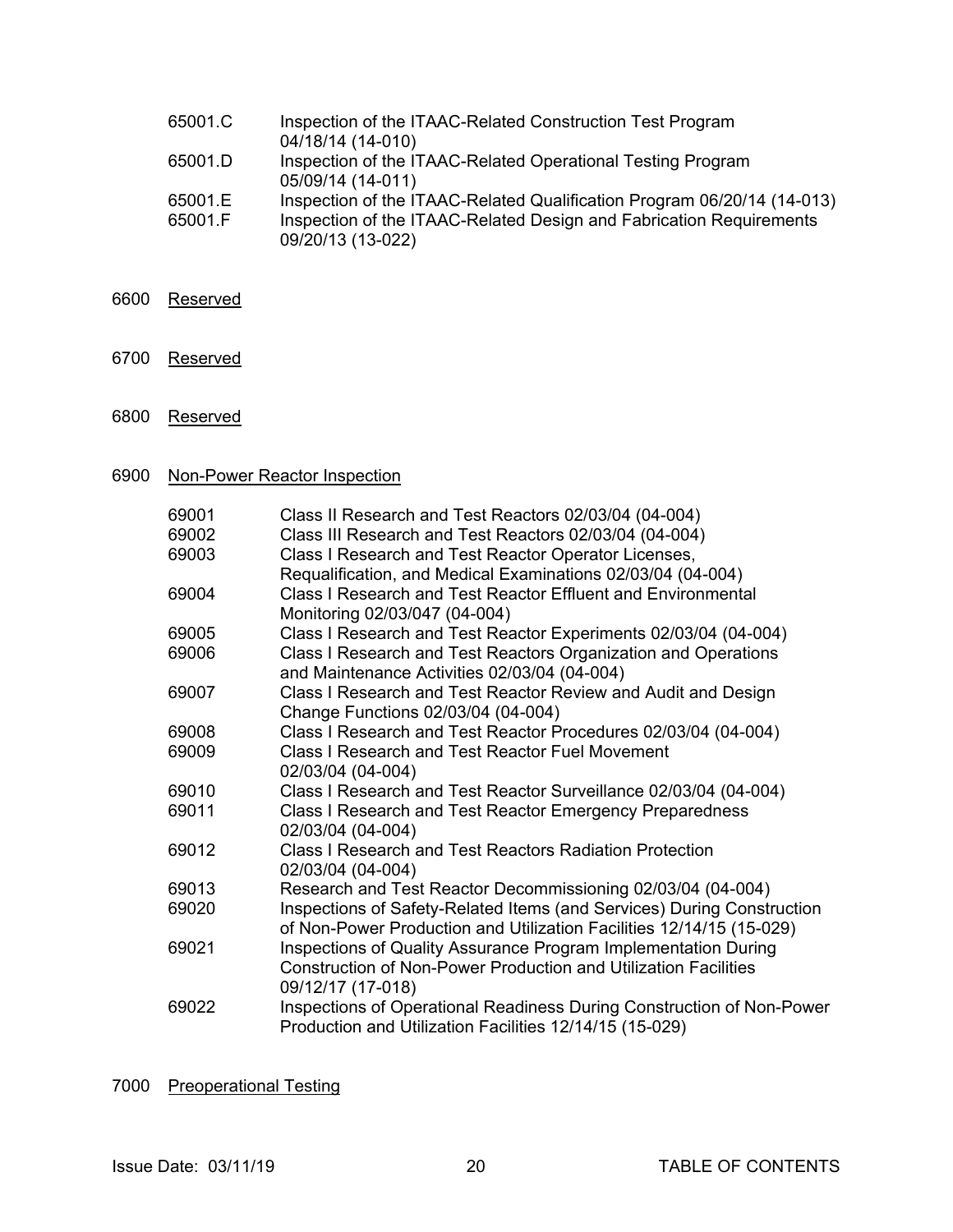| | |
|---|---|
| 65001.C | Inspection of the ITAAC-Related Construction Test Program 04/18/14 (14-010) |
| 65001.D | Inspection of the ITAAC-Related Operational Testing Program 05/09/14 (14-011) |
| 65001.E | Inspection of the ITAAC-Related Qualification Program 06/20/14 (14-013) |
| 65001.F | Inspection of the ITAAC-Related Design and Fabrication Requirements 09/20/13 (13-022) |

6600 Reserved

6700 Reserved

6800 Reserved

6900 Non-Power Reactor Inspection

| | |
|---|---|
| 69001 | Class II Research and Test Reactors 02/03/04 (04-004) |
| 69002 | Class III Research and Test Reactors 02/03/04 (04-004) |
| 69003 | Class I Research and Test Reactor Operator Licenses, Requalification, and Medical Examinations 02/03/04 (04-004) |
| 69004 | Class I Research and Test Reactor Effluent and Environmental Monitoring 02/03/047 (04-004) |
| 69005 | Class I Research and Test Reactor Experiments 02/03/04 (04-004) |
| 69006 | Class I Research and Test Reactors Organization and Operations and Maintenance Activities 02/03/04 (04-004) |
| 69007 | Class I Research and Test Reactor Review and Audit and Design Change Functions 02/03/04 (04-004) |
| 69008 | Class I Research and Test Reactor Procedures 02/03/04 (04-004) |
| 69009 | Class I Research and Test Reactor Fuel Movement 02/03/04 (04-004) |
| 69010 | Class I Research and Test Reactor Surveillance 02/03/04 (04-004) |
| 69011 | Class I Research and Test Reactor Emergency Preparedness 02/03/04 (04-004) |
| 69012 | Class I Research and Test Reactors Radiation Protection 02/03/04 (04-004) |
| 69013 | Research and Test Reactor Decommissioning 02/03/04 (04-004) |
| 69020 | Inspections of Safety-Related Items (and Services) During Construction of Non-Power Production and Utilization Facilities 12/14/15 (15-029) |
| 69021 | Inspections of Quality Assurance Program Implementation During Construction of Non-Power Production and Utilization Facilities 09/12/17 (17-018) |
| 69022 | Inspections of Operational Readiness During Construction of Non-Power Production and Utilization Facilities 12/14/15 (15-029) |

7000 Preoperational Testing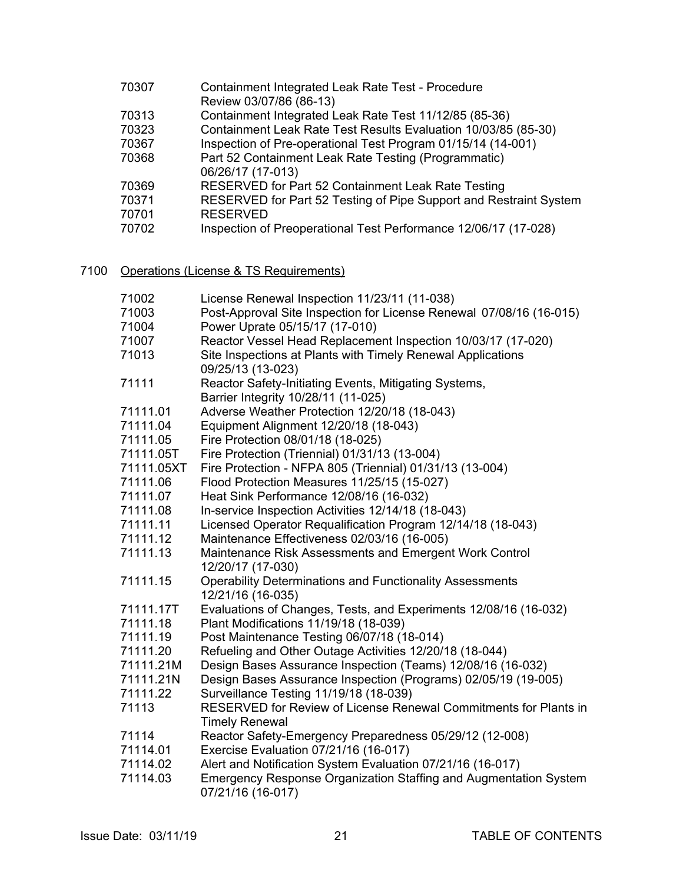| | |
|---|---|
| 70307 | Containment Integrated Leak Rate Test - Procedure Review 03/07/86 (86-13) |
| 70313 | Containment Integrated Leak Rate Test 11/12/85 (85-36) |
| 70323 | Containment Leak Rate Test Results Evaluation 10/03/85 (85-30) |
| 70367 | Inspection of Pre-operational Test Program 01/15/14 (14-001) |
| 70368 | Part 52 Containment Leak Rate Testing (Programmatic) 06/26/17 (17-013) |
| 70369 | RESERVED for Part 52 Containment Leak Rate Testing |
| 70371 | RESERVED for Part 52 Testing of Pipe Support and Restraint System |
| 70701 | RESERVED |
| 70702 | Inspection of Preoperational Test Performance 12/06/17 (17-028) |

## 7100 Operations (License & TS Requirements)

| | |
|---|---|
| 71002 | License Renewal Inspection 11/23/11 (11-038) |
| 71003 | Post-Approval Site Inspection for License Renewal 07/08/16 (16-015) |
| 71004 | Power Uprate 05/15/17 (17-010) |
| 71007 | Reactor Vessel Head Replacement Inspection 10/03/17 (17-020) |
| 71013 | Site Inspections at Plants with Timely Renewal Applications 09/25/13 (13-023) |
| 71111 | Reactor Safety-Initiating Events, Mitigating Systems, Barrier Integrity 10/28/11 (11-025) |
| 71111.01 | Adverse Weather Protection 12/20/18 (18-043) |
| 71111.04 | Equipment Alignment 12/20/18 (18-043) |
| 71111.05 | Fire Protection 08/01/18 (18-025) |
| 71111.05T | Fire Protection (Triennial) 01/31/13 (13-004) |
| 71111.05XT | Fire Protection - NFPA 805 (Triennial) 01/31/13 (13-004) |
| 71111.06 | Flood Protection Measures 11/25/15 (15-027) |
| 71111.07 | Heat Sink Performance 12/08/16 (16-032) |
| 71111.08 | In-service Inspection Activities 12/14/18 (18-043) |
| 71111.11 | Licensed Operator Requalification Program 12/14/18 (18-043) |
| 71111.12 | Maintenance Effectiveness 02/03/16 (16-005) |
| 71111.13 | Maintenance Risk Assessments and Emergent Work Control 12/20/17 (17-030) |
| 71111.15 | Operability Determinations and Functionality Assessments 12/21/16 (16-035) |
| 71111.17T | Evaluations of Changes, Tests, and Experiments 12/08/16 (16-032) |
| 71111.18 | Plant Modifications 11/19/18 (18-039) |
| 71111.19 | Post Maintenance Testing 06/07/18 (18-014) |
| 71111.20 | Refueling and Other Outage Activities 12/20/18 (18-044) |
| 71111.21M | Design Bases Assurance Inspection (Teams) 12/08/16 (16-032) |
| 71111.21N | Design Bases Assurance Inspection (Programs) 02/05/19 (19-005) |
| 71111.22 | Surveillance Testing 11/19/18 (18-039) |
| 71113 | RESERVED for Review of License Renewal Commitments for Plants in Timely Renewal |
| 71114 | Reactor Safety-Emergency Preparedness 05/29/12 (12-008) |
| 71114.01 | Exercise Evaluation 07/21/16 (16-017) |
| 71114.02 | Alert and Notification System Evaluation 07/21/16 (16-017) |
| 71114.03 | Emergency Response Organization Staffing and Augmentation System 07/21/16 (16-017) |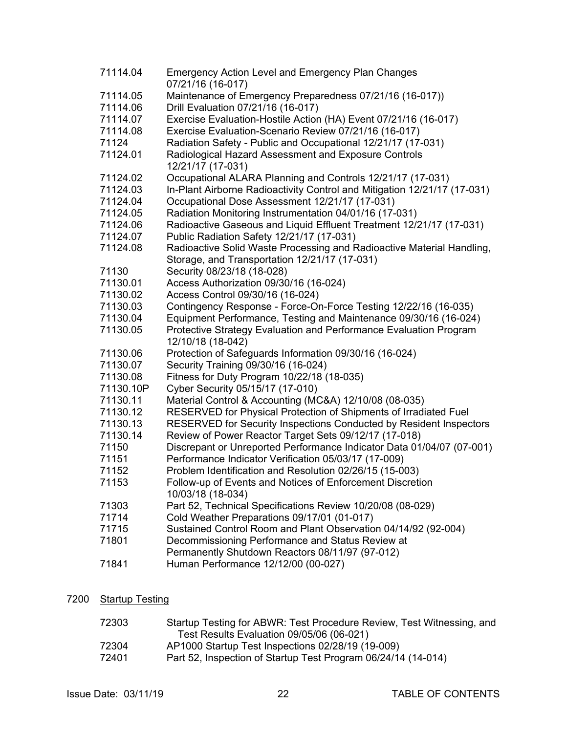| | |
|---|---|
| 71114.04 | Emergency Action Level and Emergency Plan Changes 07/21/16 (16-017) |
| 71114.05 | Maintenance of Emergency Preparedness 07/21/16 (16-017)) |
| 71114.06 | Drill Evaluation 07/21/16 (16-017) |
| 71114.07 | Exercise Evaluation-Hostile Action (HA) Event 07/21/16 (16-017) |
| 71114.08 | Exercise Evaluation-Scenario Review 07/21/16 (16-017) |
| 71124 | Radiation Safety - Public and Occupational 12/21/17 (17-031) |
| 71124.01 | Radiological Hazard Assessment and Exposure Controls 12/21/17 (17-031) |
| 71124.02 | Occupational ALARA Planning and Controls 12/21/17 (17-031) |
| 71124.03 | In-Plant Airborne Radioactivity Control and Mitigation 12/21/17 (17-031) |
| 71124.04 | Occupational Dose Assessment 12/21/17 (17-031) |
| 71124.05 | Radiation Monitoring Instrumentation 04/01/16 (17-031) |
| 71124.06 | Radioactive Gaseous and Liquid Effluent Treatment 12/21/17 (17-031) |
| 71124.07 | Public Radiation Safety 12/21/17 (17-031) |
| 71124.08 | Radioactive Solid Waste Processing and Radioactive Material Handling, Storage, and Transportation 12/21/17 (17-031) |
| 71130 | Security 08/23/18 (18-028) |
| 71130.01 | Access Authorization 09/30/16 (16-024) |
| 71130.02 | Access Control 09/30/16 (16-024) |
| 71130.03 | Contingency Response - Force-On-Force Testing 12/22/16 (16-035) |
| 71130.04 | Equipment Performance, Testing and Maintenance 09/30/16 (16-024) |
| 71130.05 | Protective Strategy Evaluation and Performance Evaluation Program 12/10/18 (18-042) |
| 71130.06 | Protection of Safeguards Information 09/30/16 (16-024) |
| 71130.07 | Security Training 09/30/16 (16-024) |
| 71130.08 | Fitness for Duty Program 10/22/18 (18-035) |
| 71130.10P | Cyber Security 05/15/17 (17-010) |
| 71130.11 | Material Control & Accounting (MC&A) 12/10/08 (08-035) |
| 71130.12 | RESERVED for Physical Protection of Shipments of Irradiated Fuel |
| 71130.13 | RESERVED for Security Inspections Conducted by Resident Inspectors |
| 71130.14 | Review of Power Reactor Target Sets 09/12/17 (17-018) |
| 71150 | Discrepant or Unreported Performance Indicator Data 01/04/07 (07-001) |
| 71151 | Performance Indicator Verification 05/03/17 (17-009) |
| 71152 | Problem Identification and Resolution 02/26/15 (15-003) |
| 71153 | Follow-up of Events and Notices of Enforcement Discretion 10/03/18 (18-034) |
| 71303 | Part 52, Technical Specifications Review 10/20/08 (08-029) |
| 71714 | Cold Weather Preparations 09/17/01 (01-017) |
| 71715 | Sustained Control Room and Plant Observation 04/14/92 (92-004) |
| 71801 | Decommissioning Performance and Status Review at Permanently Shutdown Reactors 08/11/97 (97-012) |
| 71841 | Human Performance 12/12/00 (00-027) |

## 7200 Startup Testing

| | |
|---|---|
| 72303 | Startup Testing for ABWR: Test Procedure Review, Test Witnessing, and Test Results Evaluation 09/05/06 (06-021) |
| 72304 | AP1000 Startup Test Inspections 02/28/19 (19-009) |
| 72401 | Part 52, Inspection of Startup Test Program 06/24/14 (14-014) |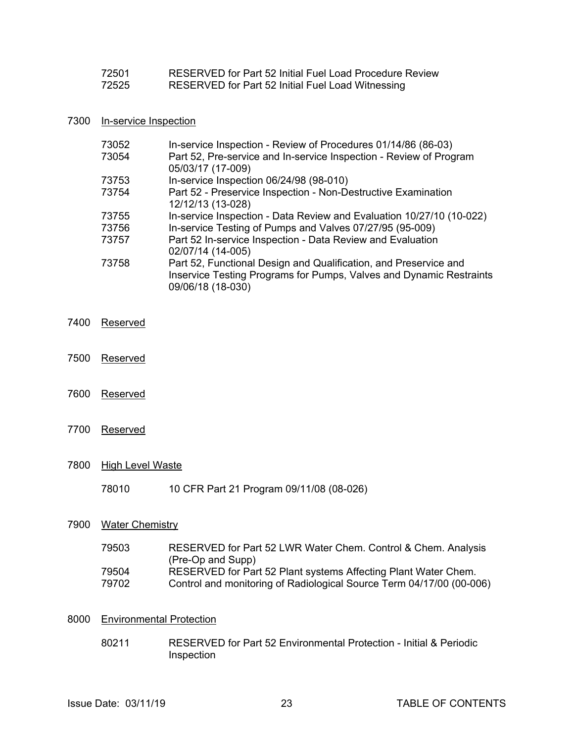72501 RESERVED for Part 52 Initial Fuel Load Procedure Review
72525 RESERVED for Part 52 Initial Fuel Load Witnessing

7300 In-service Inspection

| | |
|---|---|
| 73052 | In-service Inspection - Review of Procedures 01/14/86 (86-03) |
| 73054 | Part 52, Pre-service and In-service Inspection - Review of Program 05/03/17 (17-009) |
| 73753 | In-service Inspection 06/24/98 (98-010) |
| 73754 | Part 52 - Preservice Inspection - Non-Destructive Examination 12/12/13 (13-028) |
| 73755 | In-service Inspection - Data Review and Evaluation 10/27/10 (10-022) |
| 73756 | In-service Testing of Pumps and Valves 07/27/95 (95-009) |
| 73757 | Part 52 In-service Inspection - Data Review and Evaluation 02/07/14 (14-005) |
| 73758 | Part 52, Functional Design and Qualification, and Preservice and Inservice Testing Programs for Pumps, Valves and Dynamic Restraints 09/06/18 (18-030) |

7400 Reserved

7500 Reserved

7600 Reserved

7700 Reserved

7800 High Level Waste

78010 10 CFR Part 21 Program 09/11/08 (08-026)

7900 Water Chemistry

| | |
|---|---|
| 79503 | RESERVED for Part 52 LWR Water Chem. Control & Chem. Analysis (Pre-Op and Supp) |
| 79504 | RESERVED for Part 52 Plant systems Affecting Plant Water Chem. |
| 79702 | Control and monitoring of Radiological Source Term 04/17/00 (00-006) |

8000 Environmental Protection

80211 RESERVED for Part 52 Environmental Protection - Initial & Periodic Inspection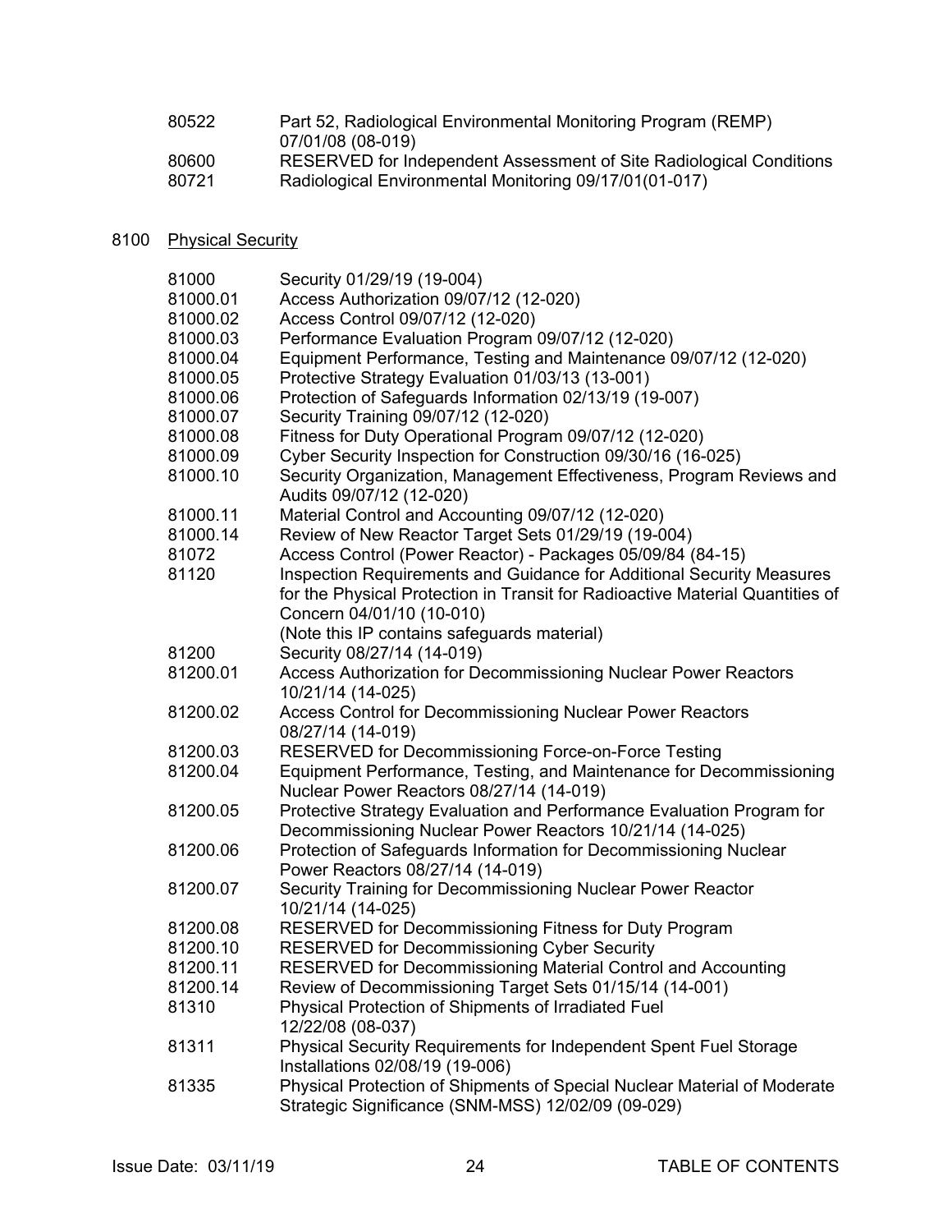| | |
|---|---|
| 80522 | Part 52, Radiological Environmental Monitoring Program (REMP) 07/01/08 (08-019) |
| 80600 | RESERVED for Independent Assessment of Site Radiological Conditions |
| 80721 | Radiological Environmental Monitoring 09/17/01(01-017) |

## 8100 Physical Security

| | |
|---|---|
| 81000 | Security 01/29/19 (19-004) |
| 81000.01 | Access Authorization 09/07/12 (12-020) |
| 81000.02 | Access Control 09/07/12 (12-020) |
| 81000.03 | Performance Evaluation Program 09/07/12 (12-020) |
| 81000.04 | Equipment Performance, Testing and Maintenance 09/07/12 (12-020) |
| 81000.05 | Protective Strategy Evaluation 01/03/13 (13-001) |
| 81000.06 | Protection of Safeguards Information 02/13/19 (19-007) |
| 81000.07 | Security Training 09/07/12 (12-020) |
| 81000.08 | Fitness for Duty Operational Program 09/07/12 (12-020) |
| 81000.09 | Cyber Security Inspection for Construction 09/30/16 (16-025) |
| 81000.10 | Security Organization, Management Effectiveness, Program Reviews and Audits 09/07/12 (12-020) |
| 81000.11 | Material Control and Accounting 09/07/12 (12-020) |
| 81000.14 | Review of New Reactor Target Sets 01/29/19 (19-004) |
| 81072 | Access Control (Power Reactor) - Packages 05/09/84 (84-15) |
| 81120 | Inspection Requirements and Guidance for Additional Security Measures for the Physical Protection in Transit for Radioactive Material Quantities of Concern 04/01/10 (10-010) (Note this IP contains safeguards material) |
| 81200 | Security 08/27/14 (14-019) |
| 81200.01 | Access Authorization for Decommissioning Nuclear Power Reactors 10/21/14 (14-025) |
| 81200.02 | Access Control for Decommissioning Nuclear Power Reactors 08/27/14 (14-019) |
| 81200.03 | RESERVED for Decommissioning Force-on-Force Testing |
| 81200.04 | Equipment Performance, Testing, and Maintenance for Decommissioning Nuclear Power Reactors 08/27/14 (14-019) |
| 81200.05 | Protective Strategy Evaluation and Performance Evaluation Program for Decommissioning Nuclear Power Reactors 10/21/14 (14-025) |
| 81200.06 | Protection of Safeguards Information for Decommissioning Nuclear Power Reactors 08/27/14 (14-019) |
| 81200.07 | Security Training for Decommissioning Nuclear Power Reactor 10/21/14 (14-025) |
| 81200.08 | RESERVED for Decommissioning Fitness for Duty Program |
| 81200.10 | RESERVED for Decommissioning Cyber Security |
| 81200.11 | RESERVED for Decommissioning Material Control and Accounting |
| 81200.14 | Review of Decommissioning Target Sets 01/15/14 (14-001) |
| 81310 | Physical Protection of Shipments of Irradiated Fuel 12/22/08 (08-037) |
| 81311 | Physical Security Requirements for Independent Spent Fuel Storage Installations 02/08/19 (19-006) |
| 81335 | Physical Protection of Shipments of Special Nuclear Material of Moderate Strategic Significance (SNM-MSS) 12/02/09 (09-029) |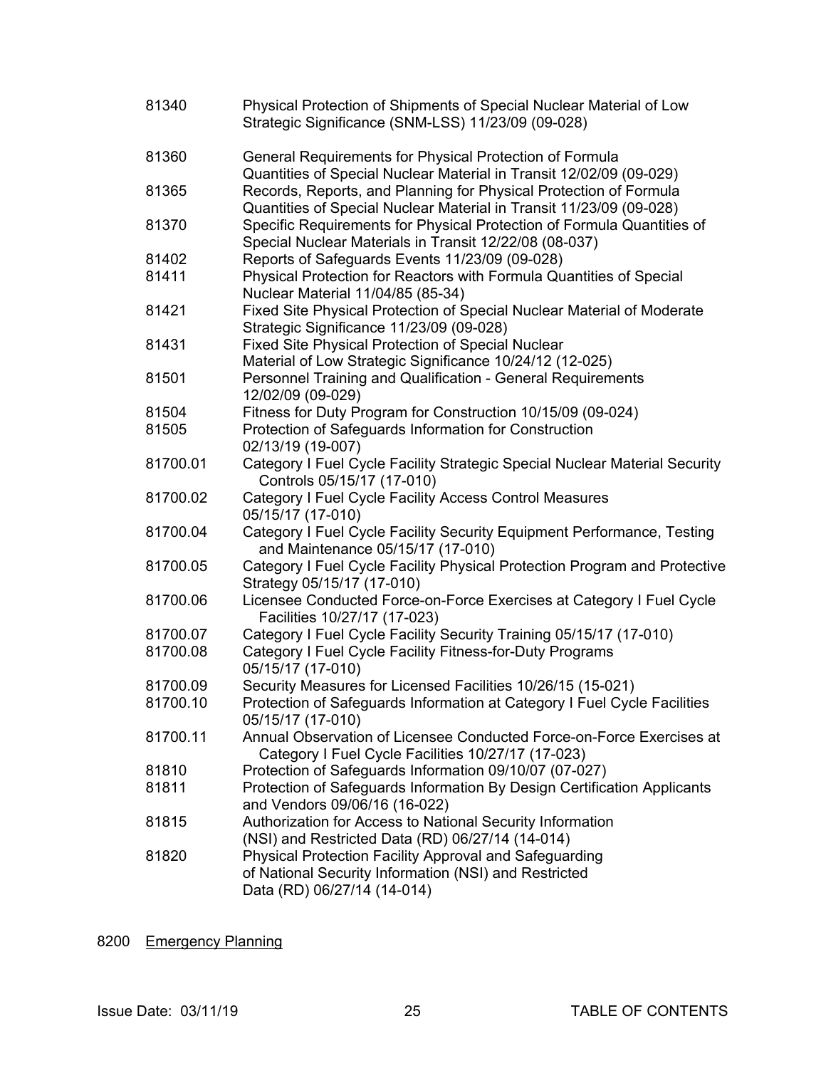| | |
|---|---|
| 81340 | Physical Protection of Shipments of Special Nuclear Material of Low Strategic Significance (SNM-LSS) 11/23/09 (09-028) |
| 81360 | General Requirements for Physical Protection of Formula Quantities of Special Nuclear Material in Transit 12/02/09 (09-029) |
| 81365 | Records, Reports, and Planning for Physical Protection of Formula Quantities of Special Nuclear Material in Transit 11/23/09 (09-028) |
| 81370 | Specific Requirements for Physical Protection of Formula Quantities of Special Nuclear Materials in Transit 12/22/08 (08-037) |
| 81402 | Reports of Safeguards Events 11/23/09 (09-028) |
| 81411 | Physical Protection for Reactors with Formula Quantities of Special Nuclear Material 11/04/85 (85-34) |
| 81421 | Fixed Site Physical Protection of Special Nuclear Material of Moderate Strategic Significance 11/23/09 (09-028) |
| 81431 | Fixed Site Physical Protection of Special Nuclear Material of Low Strategic Significance 10/24/12 (12-025) |
| 81501 | Personnel Training and Qualification - General Requirements 12/02/09 (09-029) |
| 81504 | Fitness for Duty Program for Construction 10/15/09 (09-024) |
| 81505 | Protection of Safeguards Information for Construction 02/13/19 (19-007) |
| 81700.01 | Category I Fuel Cycle Facility Strategic Special Nuclear Material Security Controls 05/15/17 (17-010) |
| 81700.02 | Category I Fuel Cycle Facility Access Control Measures 05/15/17 (17-010) |
| 81700.04 | Category I Fuel Cycle Facility Security Equipment Performance, Testing and Maintenance 05/15/17 (17-010) |
| 81700.05 | Category I Fuel Cycle Facility Physical Protection Program and Protective Strategy 05/15/17 (17-010) |
| 81700.06 | Licensee Conducted Force-on-Force Exercises at Category I Fuel Cycle Facilities 10/27/17 (17-023) |
| 81700.07 | Category I Fuel Cycle Facility Security Training 05/15/17 (17-010) |
| 81700.08 | Category I Fuel Cycle Facility Fitness-for-Duty Programs 05/15/17 (17-010) |
| 81700.09 | Security Measures for Licensed Facilities 10/26/15 (15-021) |
| 81700.10 | Protection of Safeguards Information at Category I Fuel Cycle Facilities 05/15/17 (17-010) |
| 81700.11 | Annual Observation of Licensee Conducted Force-on-Force Exercises at Category I Fuel Cycle Facilities 10/27/17 (17-023) |
| 81810 | Protection of Safeguards Information 09/10/07 (07-027) |
| 81811 | Protection of Safeguards Information By Design Certification Applicants and Vendors 09/06/16 (16-022) |
| 81815 | Authorization for Access to National Security Information (NSI) and Restricted Data (RD) 06/27/14 (14-014) |
| 81820 | Physical Protection Facility Approval and Safeguarding of National Security Information (NSI) and Restricted Data (RD) 06/27/14 (14-014) |

8200 Emergency Planning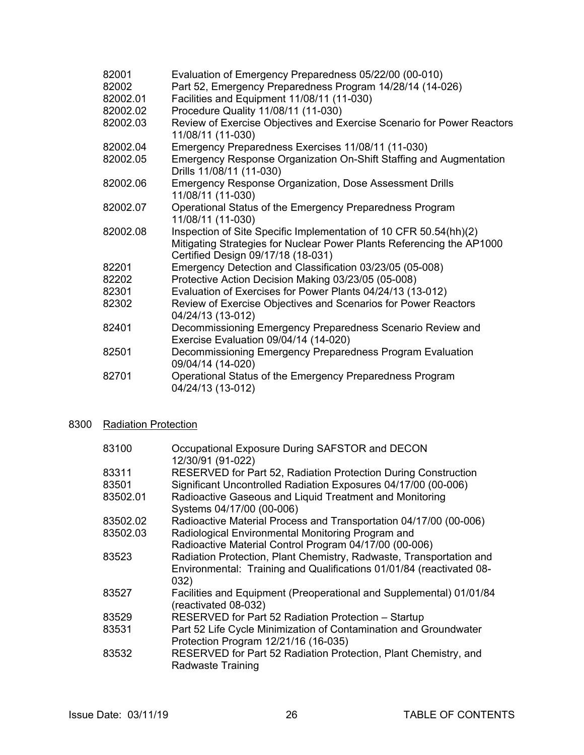| | |
|---|---|
| 82001 | Evaluation of Emergency Preparedness 05/22/00 (00-010) |
| 82002 | Part 52, Emergency Preparedness Program 14/28/14 (14-026) |
| 82002.01 | Facilities and Equipment 11/08/11 (11-030) |
| 82002.02 | Procedure Quality 11/08/11 (11-030) |
| 82002.03 | Review of Exercise Objectives and Exercise Scenario for Power Reactors 11/08/11 (11-030) |
| 82002.04 | Emergency Preparedness Exercises 11/08/11 (11-030) |
| 82002.05 | Emergency Response Organization On-Shift Staffing and Augmentation Drills 11/08/11 (11-030) |
| 82002.06 | Emergency Response Organization, Dose Assessment Drills 11/08/11 (11-030) |
| 82002.07 | Operational Status of the Emergency Preparedness Program 11/08/11 (11-030) |
| 82002.08 | Inspection of Site Specific Implementation of 10 CFR 50.54(hh)(2) Mitigating Strategies for Nuclear Power Plants Referencing the AP1000 Certified Design 09/17/18 (18-031) |
| 82201 | Emergency Detection and Classification 03/23/05 (05-008) |
| 82202 | Protective Action Decision Making 03/23/05 (05-008) |
| 82301 | Evaluation of Exercises for Power Plants 04/24/13 (13-012) |
| 82302 | Review of Exercise Objectives and Scenarios for Power Reactors 04/24/13 (13-012) |
| 82401 | Decommissioning Emergency Preparedness Scenario Review and Exercise Evaluation 09/04/14 (14-020) |
| 82501 | Decommissioning Emergency Preparedness Program Evaluation 09/04/14 (14-020) |
| 82701 | Operational Status of the Emergency Preparedness Program 04/24/13 (13-012) |

8300 Radiation Protection

| | |
|---|---|
| 83100 | Occupational Exposure During SAFSTOR and DECON 12/30/91 (91-022) |
| 83311 | RESERVED for Part 52, Radiation Protection During Construction |
| 83501 | Significant Uncontrolled Radiation Exposures 04/17/00 (00-006) |
| 83502.01 | Radioactive Gaseous and Liquid Treatment and Monitoring Systems 04/17/00 (00-006) |
| 83502.02 | Radioactive Material Process and Transportation 04/17/00 (00-006) |
| 83502.03 | Radiological Environmental Monitoring Program and Radioactive Material Control Program 04/17/00 (00-006) |
| 83523 | Radiation Protection, Plant Chemistry, Radwaste, Transportation and Environmental: Training and Qualifications 01/01/84 (reactivated 08-032) |
| 83527 | Facilities and Equipment (Preoperational and Supplemental) 01/01/84 (reactivated 08-032) |
| 83529 | RESERVED for Part 52 Radiation Protection – Startup |
| 83531 | Part 52 Life Cycle Minimization of Contamination and Groundwater Protection Program 12/21/16 (16-035) |
| 83532 | RESERVED for Part 52 Radiation Protection, Plant Chemistry, and Radwaste Training |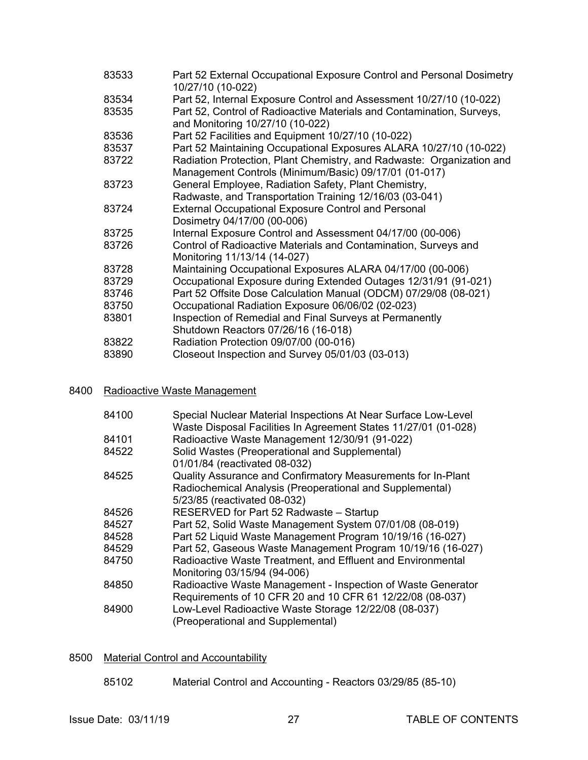83533 Part 52 External Occupational Exposure Control and Personal Dosimetry 10/27/10 (10-022)

83534 Part 52, Internal Exposure Control and Assessment 10/27/10 (10-022)

83535 Part 52, Control of Radioactive Materials and Contamination, Surveys, and Monitoring 10/27/10 (10-022)

83536 Part 52 Facilities and Equipment 10/27/10 (10-022)

83537 Part 52 Maintaining Occupational Exposures ALARA 10/27/10 (10-022)

83722 Radiation Protection, Plant Chemistry, and Radwaste: Organization and Management Controls (Minimum/Basic) 09/17/01 (01-017)

83723 General Employee, Radiation Safety, Plant Chemistry, Radwaste, and Transportation Training 12/16/03 (03-041)

83724 External Occupational Exposure Control and Personal Dosimetry 04/17/00 (00-006)

83725 Internal Exposure Control and Assessment 04/17/00 (00-006)

83726 Control of Radioactive Materials and Contamination, Surveys and Monitoring 11/13/14 (14-027)

83728 Maintaining Occupational Exposures ALARA 04/17/00 (00-006)

83729 Occupational Exposure during Extended Outages 12/31/91 (91-021)

83746 Part 52 Offsite Dose Calculation Manual (ODCM) 07/29/08 (08-021)

83750 Occupational Radiation Exposure 06/06/02 (02-023)

83801 Inspection of Remedial and Final Surveys at Permanently Shutdown Reactors 07/26/16 (16-018)

83822 Radiation Protection 09/07/00 (00-016)

83890 Closeout Inspection and Survey 05/01/03 (03-013)

## 8400 Radioactive Waste Management

84100 Special Nuclear Material Inspections At Near Surface Low-Level Waste Disposal Facilities In Agreement States 11/27/01 (01-028)

84101 Radioactive Waste Management 12/30/91 (91-022)

84522 Solid Wastes (Preoperational and Supplemental) 01/01/84 (reactivated 08-032)

84525 Quality Assurance and Confirmatory Measurements for In-Plant Radiochemical Analysis (Preoperational and Supplemental) 5/23/85 (reactivated 08-032)

84526 RESERVED for Part 52 Radwaste – Startup

84527 Part 52, Solid Waste Management System 07/01/08 (08-019)

84528 Part 52 Liquid Waste Management Program 10/19/16 (16-027)

84529 Part 52, Gaseous Waste Management Program 10/19/16 (16-027)

84750 Radioactive Waste Treatment, and Effluent and Environmental Monitoring 03/15/94 (94-006)

84850 Radioactive Waste Management - Inspection of Waste Generator Requirements of 10 CFR 20 and 10 CFR 61 12/22/08 (08-037)

84900 Low-Level Radioactive Waste Storage 12/22/08 (08-037) (Preoperational and Supplemental)

## 8500 Material Control and Accountability

85102 Material Control and Accounting - Reactors 03/29/85 (85-10)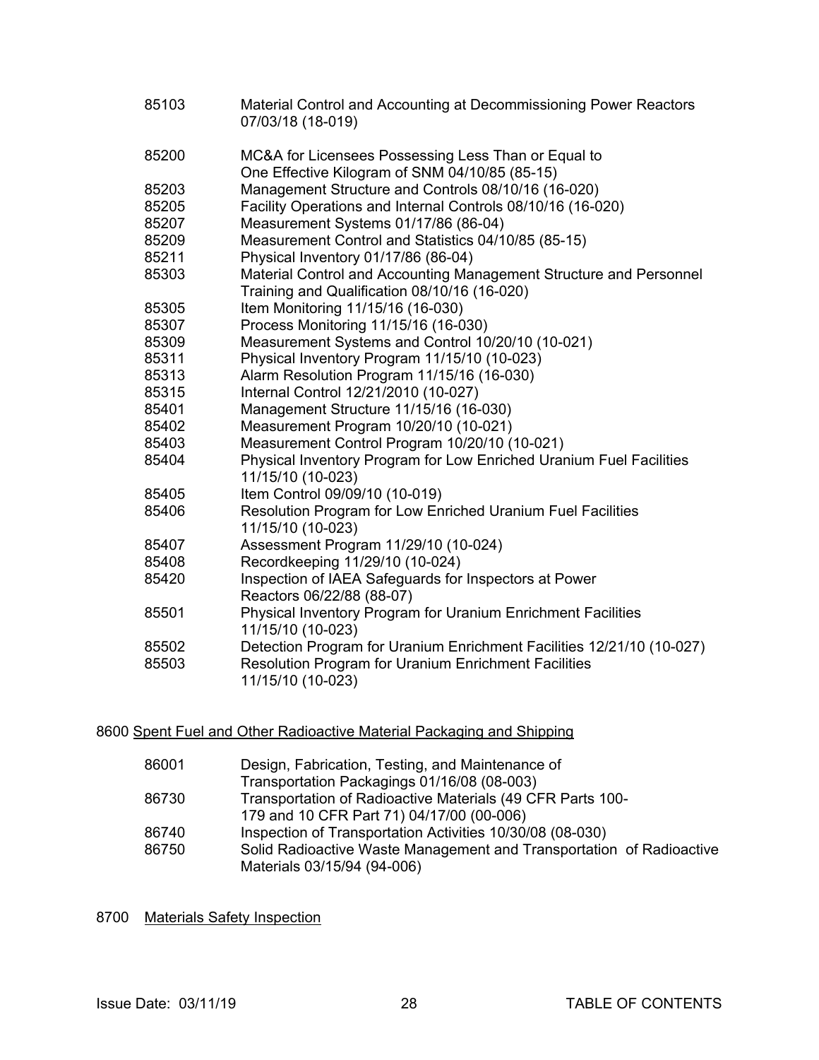| | |
|---|---|
| 85103 | Material Control and Accounting at Decommissioning Power Reactors 07/03/18 (18-019) |
| 85200 | MC&A for Licensees Possessing Less Than or Equal to One Effective Kilogram of SNM 04/10/85 (85-15) |
| 85203 | Management Structure and Controls 08/10/16 (16-020) |
| 85205 | Facility Operations and Internal Controls 08/10/16 (16-020) |
| 85207 | Measurement Systems 01/17/86 (86-04) |
| 85209 | Measurement Control and Statistics 04/10/85 (85-15) |
| 85211 | Physical Inventory 01/17/86 (86-04) |
| 85303 | Material Control and Accounting Management Structure and Personnel Training and Qualification 08/10/16 (16-020) |
| 85305 | Item Monitoring 11/15/16 (16-030) |
| 85307 | Process Monitoring 11/15/16 (16-030) |
| 85309 | Measurement Systems and Control 10/20/10 (10-021) |
| 85311 | Physical Inventory Program 11/15/10 (10-023) |
| 85313 | Alarm Resolution Program 11/15/16 (16-030) |
| 85315 | Internal Control 12/21/2010 (10-027) |
| 85401 | Management Structure 11/15/16 (16-030) |
| 85402 | Measurement Program 10/20/10 (10-021) |
| 85403 | Measurement Control Program 10/20/10 (10-021) |
| 85404 | Physical Inventory Program for Low Enriched Uranium Fuel Facilities 11/15/10 (10-023) |
| 85405 | Item Control 09/09/10 (10-019) |
| 85406 | Resolution Program for Low Enriched Uranium Fuel Facilities 11/15/10 (10-023) |
| 85407 | Assessment Program 11/29/10 (10-024) |
| 85408 | Recordkeeping 11/29/10 (10-024) |
| 85420 | Inspection of IAEA Safeguards for Inspectors at Power Reactors 06/22/88 (88-07) |
| 85501 | Physical Inventory Program for Uranium Enrichment Facilities 11/15/10 (10-023) |
| 85502 | Detection Program for Uranium Enrichment Facilities 12/21/10 (10-027) |
| 85503 | Resolution Program for Uranium Enrichment Facilities 11/15/10 (10-023) |

8600 <u>Spent Fuel and Other Radioactive Material Packaging and Shipping</u>

| | |
|---|---|
| 86001 | Design, Fabrication, Testing, and Maintenance of Transportation Packagings 01/16/08 (08-003) |
| 86730 | Transportation of Radioactive Materials (49 CFR Parts 100-179 and 10 CFR Part 71) 04/17/00 (00-006) |
| 86740 | Inspection of Transportation Activities 10/30/08 (08-030) |
| 86750 | Solid Radioactive Waste Management and Transportation of Radioactive Materials 03/15/94 (94-006) |

8700 <u>Materials Safety Inspection</u>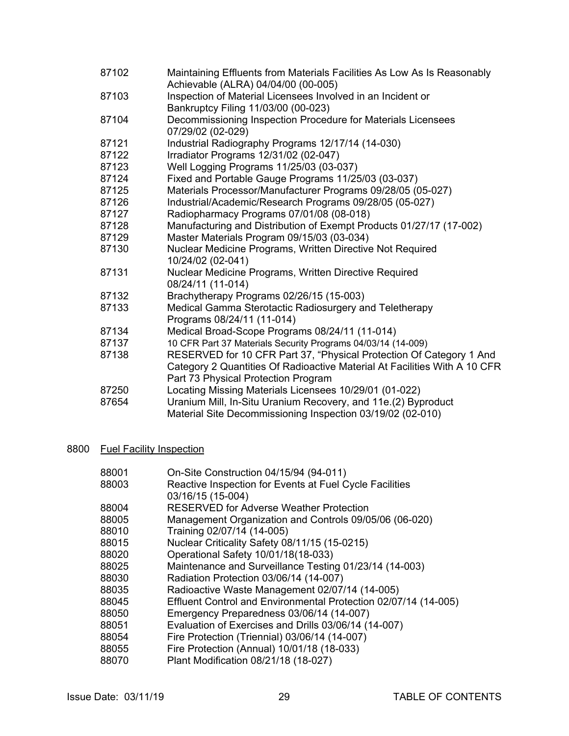87102 Maintaining Effluents from Materials Facilities As Low As Is Reasonably Achievable (ALRA) 04/04/00 (00-005)
87103 Inspection of Material Licensees Involved in an Incident or Bankruptcy Filing 11/03/00 (00-023)
87104 Decommissioning Inspection Procedure for Materials Licensees 07/29/02 (02-029)
87121 Industrial Radiography Programs 12/17/14 (14-030)
87122 Irradiator Programs 12/31/02 (02-047)
87123 Well Logging Programs 11/25/03 (03-037)
87124 Fixed and Portable Gauge Programs 11/25/03 (03-037)
87125 Materials Processor/Manufacturer Programs 09/28/05 (05-027)
87126 Industrial/Academic/Research Programs 09/28/05 (05-027)
87127 Radiopharmacy Programs 07/01/08 (08-018)
87128 Manufacturing and Distribution of Exempt Products 01/27/17 (17-002)
87129 Master Materials Program 09/15/03 (03-034)
87130 Nuclear Medicine Programs, Written Directive Not Required 10/24/02 (02-041)
87131 Nuclear Medicine Programs, Written Directive Required 08/24/11 (11-014)
87132 Brachytherapy Programs 02/26/15 (15-003)
87133 Medical Gamma Sterotactic Radiosurgery and Teletherapy Programs 08/24/11 (11-014)
87134 Medical Broad-Scope Programs 08/24/11 (11-014)
87137 10 CFR Part 37 Materials Security Programs 04/03/14 (14-009)
87138 RESERVED for 10 CFR Part 37, “Physical Protection Of Category 1 And Category 2 Quantities Of Radioactive Material At Facilities With A 10 CFR Part 73 Physical Protection Program
87250 Locating Missing Materials Licensees 10/29/01 (01-022)
87654 Uranium Mill, In-Situ Uranium Recovery, and 11e.(2) Byproduct Material Site Decommissioning Inspection 03/19/02 (02-010)

8800 Fuel Facility Inspection

88001 On-Site Construction 04/15/94 (94-011)
88003 Reactive Inspection for Events at Fuel Cycle Facilities 03/16/15 (15-004)
88004 RESERVED for Adverse Weather Protection
88005 Management Organization and Controls 09/05/06 (06-020)
88010 Training 02/07/14 (14-005)
88015 Nuclear Criticality Safety 08/11/15 (15-0215)
88020 Operational Safety 10/01/18(18-033)
88025 Maintenance and Surveillance Testing 01/23/14 (14-003)
88030 Radiation Protection 03/06/14 (14-007)
88035 Radioactive Waste Management 02/07/14 (14-005)
88045 Effluent Control and Environmental Protection 02/07/14 (14-005)
88050 Emergency Preparedness 03/06/14 (14-007)
88051 Evaluation of Exercises and Drills 03/06/14 (14-007)
88054 Fire Protection (Triennial) 03/06/14 (14-007)
88055 Fire Protection (Annual) 10/01/18 (18-033)
88070 Plant Modification 08/21/18 (18-027)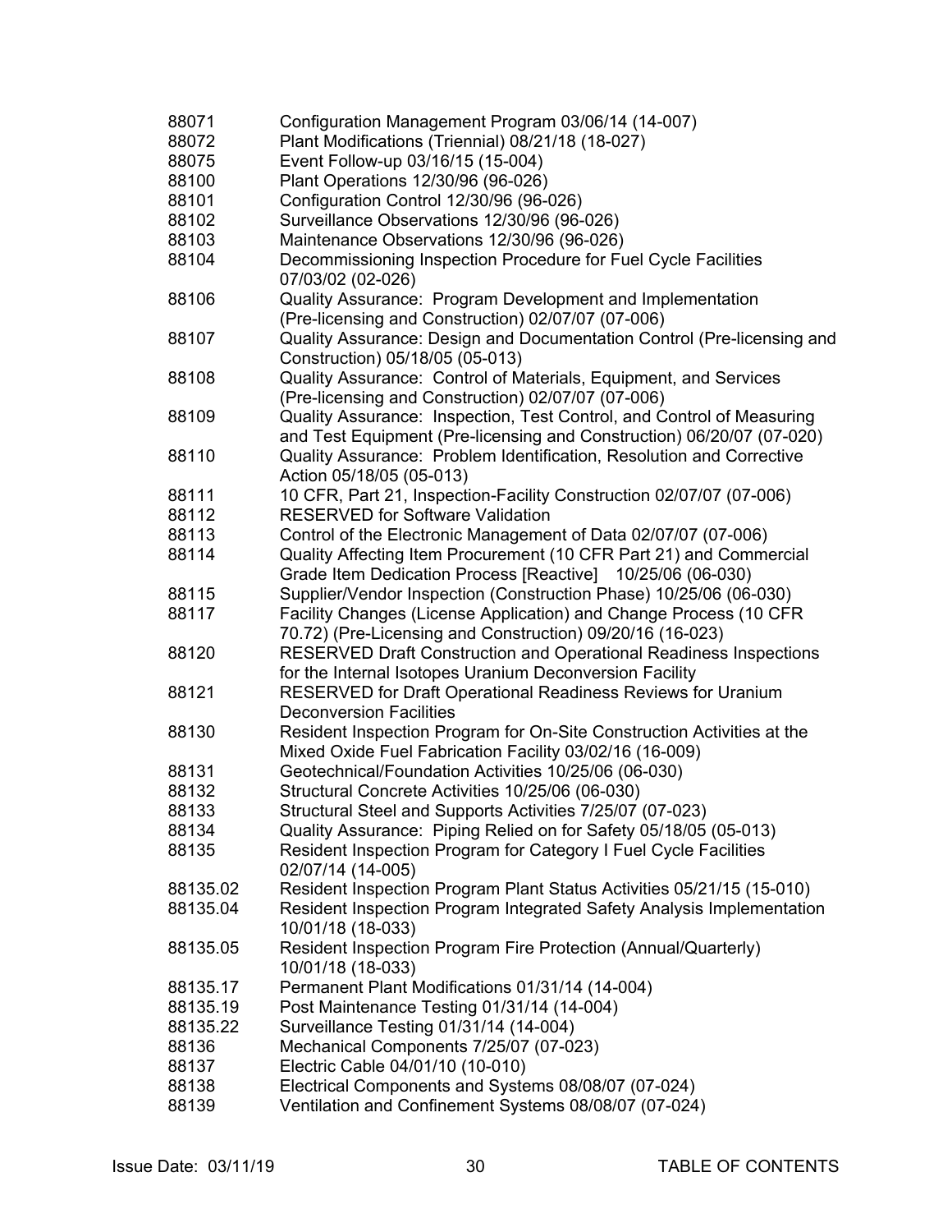| | |
|---|---|
| 88071 | Configuration Management Program 03/06/14 (14-007) |
| 88072 | Plant Modifications (Triennial) 08/21/18 (18-027) |
| 88075 | Event Follow-up 03/16/15 (15-004) |
| 88100 | Plant Operations 12/30/96 (96-026) |
| 88101 | Configuration Control 12/30/96 (96-026) |
| 88102 | Surveillance Observations 12/30/96 (96-026) |
| 88103 | Maintenance Observations 12/30/96 (96-026) |
| 88104 | Decommissioning Inspection Procedure for Fuel Cycle Facilities 07/03/02 (02-026) |
| 88106 | Quality Assurance: Program Development and Implementation (Pre-licensing and Construction) 02/07/07 (07-006) |
| 88107 | Quality Assurance: Design and Documentation Control (Pre-licensing and Construction) 05/18/05 (05-013) |
| 88108 | Quality Assurance: Control of Materials, Equipment, and Services (Pre-licensing and Construction) 02/07/07 (07-006) |
| 88109 | Quality Assurance: Inspection, Test Control, and Control of Measuring and Test Equipment (Pre-licensing and Construction) 06/20/07 (07-020) |
| 88110 | Quality Assurance: Problem Identification, Resolution and Corrective Action 05/18/05 (05-013) |
| 88111 | 10 CFR, Part 21, Inspection-Facility Construction 02/07/07 (07-006) |
| 88112 | RESERVED for Software Validation |
| 88113 | Control of the Electronic Management of Data 02/07/07 (07-006) |
| 88114 | Quality Affecting Item Procurement (10 CFR Part 21) and Commercial Grade Item Dedication Process [Reactive] 10/25/06 (06-030) |
| 88115 | Supplier/Vendor Inspection (Construction Phase) 10/25/06 (06-030) |
| 88117 | Facility Changes (License Application) and Change Process (10 CFR 70.72) (Pre-Licensing and Construction) 09/20/16 (16-023) |
| 88120 | RESERVED Draft Construction and Operational Readiness Inspections for the Internal Isotopes Uranium Deconversion Facility |
| 88121 | RESERVED for Draft Operational Readiness Reviews for Uranium Deconversion Facilities |
| 88130 | Resident Inspection Program for On-Site Construction Activities at the Mixed Oxide Fuel Fabrication Facility 03/02/16 (16-009) |
| 88131 | Geotechnical/Foundation Activities 10/25/06 (06-030) |
| 88132 | Structural Concrete Activities 10/25/06 (06-030) |
| 88133 | Structural Steel and Supports Activities 7/25/07 (07-023) |
| 88134 | Quality Assurance: Piping Relied on for Safety 05/18/05 (05-013) |
| 88135 | Resident Inspection Program for Category I Fuel Cycle Facilities 02/07/14 (14-005) |
| 88135.02 | Resident Inspection Program Plant Status Activities 05/21/15 (15-010) |
| 88135.04 | Resident Inspection Program Integrated Safety Analysis Implementation 10/01/18 (18-033) |
| 88135.05 | Resident Inspection Program Fire Protection (Annual/Quarterly) 10/01/18 (18-033) |
| 88135.17 | Permanent Plant Modifications 01/31/14 (14-004) |
| 88135.19 | Post Maintenance Testing 01/31/14 (14-004) |
| 88135.22 | Surveillance Testing 01/31/14 (14-004) |
| 88136 | Mechanical Components 7/25/07 (07-023) |
| 88137 | Electric Cable 04/01/10 (10-010) |
| 88138 | Electrical Components and Systems 08/08/07 (07-024) |
| 88139 | Ventilation and Confinement Systems 08/08/07 (07-024) |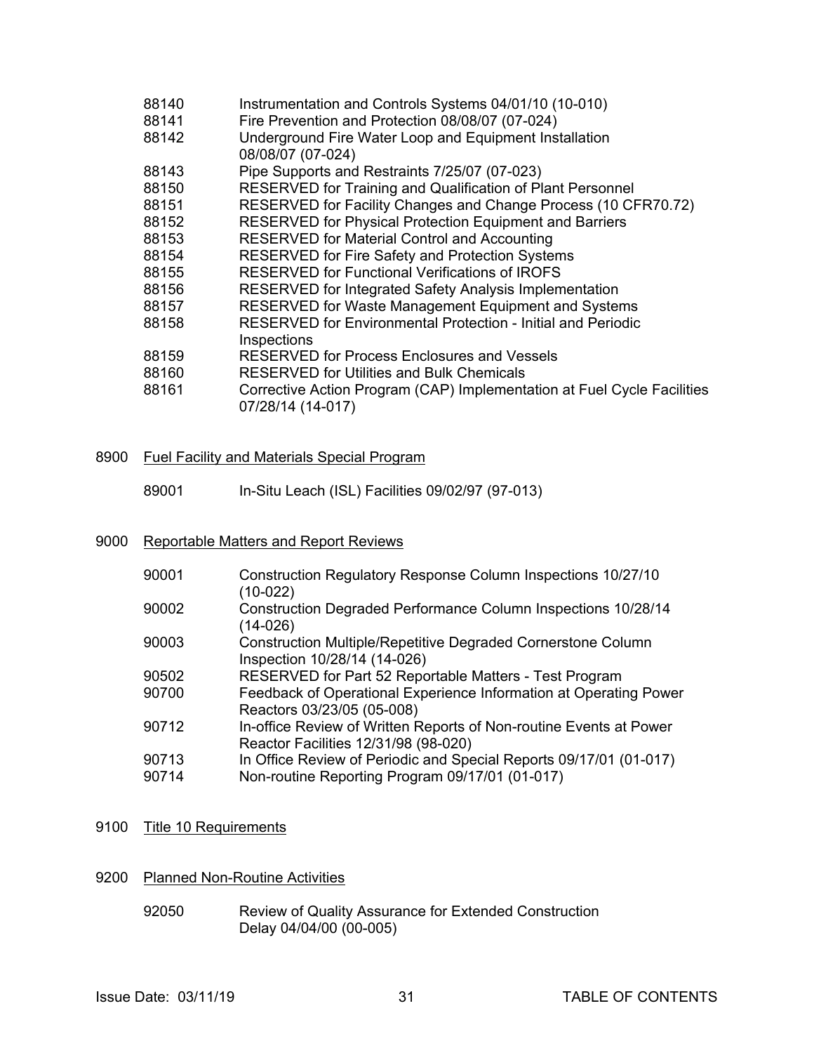88140 Instrumentation and Controls Systems 04/01/10 (10-010)
88141 Fire Prevention and Protection 08/08/07 (07-024)
88142 Underground Fire Water Loop and Equipment Installation 08/08/07 (07-024)
88143 Pipe Supports and Restraints 7/25/07 (07-023)
88150 RESERVED for Training and Qualification of Plant Personnel
88151 RESERVED for Facility Changes and Change Process (10 CFR70.72)
88152 RESERVED for Physical Protection Equipment and Barriers
88153 RESERVED for Material Control and Accounting
88154 RESERVED for Fire Safety and Protection Systems
88155 RESERVED for Functional Verifications of IROFS
88156 RESERVED for Integrated Safety Analysis Implementation
88157 RESERVED for Waste Management Equipment and Systems
88158 RESERVED for Environmental Protection - Initial and Periodic Inspections
88159 RESERVED for Process Enclosures and Vessels
88160 RESERVED for Utilities and Bulk Chemicals
88161 Corrective Action Program (CAP) Implementation at Fuel Cycle Facilities 07/28/14 (14-017)

8900 Fuel Facility and Materials Special Program

89001 In-Situ Leach (ISL) Facilities 09/02/97 (97-013)

9000 Reportable Matters and Report Reviews

90001 Construction Regulatory Response Column Inspections 10/27/10 (10-022)
90002 Construction Degraded Performance Column Inspections 10/28/14 (14-026)
90003 Construction Multiple/Repetitive Degraded Cornerstone Column Inspection 10/28/14 (14-026)
90502 RESERVED for Part 52 Reportable Matters - Test Program
90700 Feedback of Operational Experience Information at Operating Power Reactors 03/23/05 (05-008)
90712 In-office Review of Written Reports of Non-routine Events at Power Reactor Facilities 12/31/98 (98-020)
90713 In Office Review of Periodic and Special Reports 09/17/01 (01-017)
90714 Non-routine Reporting Program 09/17/01 (01-017)

9100 Title 10 Requirements

9200 Planned Non-Routine Activities

92050 Review of Quality Assurance for Extended Construction Delay 04/04/00 (00-005)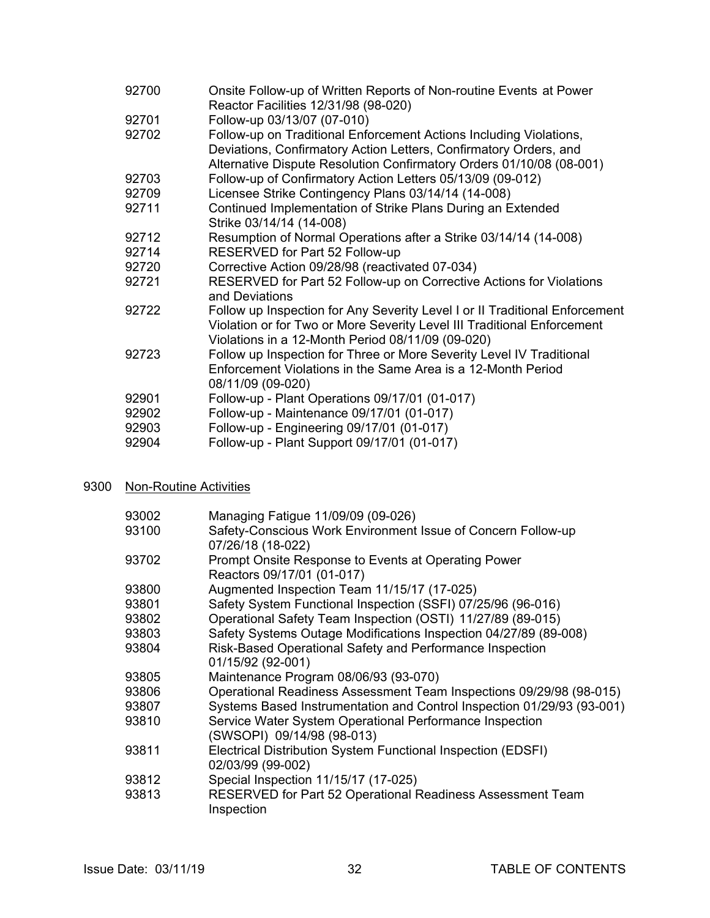| | |
|---|---|
| 92700 | Onsite Follow-up of Written Reports of Non-routine Events at Power Reactor Facilities 12/31/98 (98-020) |
| 92701 | Follow-up 03/13/07 (07-010) |
| 92702 | Follow-up on Traditional Enforcement Actions Including Violations, Deviations, Confirmatory Action Letters, Confirmatory Orders, and Alternative Dispute Resolution Confirmatory Orders 01/10/08 (08-001) |
| 92703 | Follow-up of Confirmatory Action Letters 05/13/09 (09-012) |
| 92709 | Licensee Strike Contingency Plans 03/14/14 (14-008) |
| 92711 | Continued Implementation of Strike Plans During an Extended Strike 03/14/14 (14-008) |
| 92712 | Resumption of Normal Operations after a Strike 03/14/14 (14-008) |
| 92714 | RESERVED for Part 52 Follow-up |
| 92720 | Corrective Action 09/28/98 (reactivated 07-034) |
| 92721 | RESERVED for Part 52 Follow-up on Corrective Actions for Violations and Deviations |
| 92722 | Follow up Inspection for Any Severity Level I or II Traditional Enforcement Violation or for Two or More Severity Level III Traditional Enforcement Violations in a 12-Month Period 08/11/09 (09-020) |
| 92723 | Follow up Inspection for Three or More Severity Level IV Traditional Enforcement Violations in the Same Area is a 12-Month Period 08/11/09 (09-020) |
| 92901 | Follow-up - Plant Operations 09/17/01 (01-017) |
| 92902 | Follow-up - Maintenance 09/17/01 (01-017) |
| 92903 | Follow-up - Engineering 09/17/01 (01-017) |
| 92904 | Follow-up - Plant Support 09/17/01 (01-017) |

9300 Non-Routine Activities

| | |
|---|---|
| 93002 | Managing Fatigue 11/09/09 (09-026) |
| 93100 | Safety-Conscious Work Environment Issue of Concern Follow-up 07/26/18 (18-022) |
| 93702 | Prompt Onsite Response to Events at Operating Power Reactors 09/17/01 (01-017) |
| 93800 | Augmented Inspection Team 11/15/17 (17-025) |
| 93801 | Safety System Functional Inspection (SSFI) 07/25/96 (96-016) |
| 93802 | Operational Safety Team Inspection (OSTI) 11/27/89 (89-015) |
| 93803 | Safety Systems Outage Modifications Inspection 04/27/89 (89-008) |
| 93804 | Risk-Based Operational Safety and Performance Inspection 01/15/92 (92-001) |
| 93805 | Maintenance Program 08/06/93 (93-070) |
| 93806 | Operational Readiness Assessment Team Inspections 09/29/98 (98-015) |
| 93807 | Systems Based Instrumentation and Control Inspection 01/29/93 (93-001) |
| 93810 | Service Water System Operational Performance Inspection (SWSOPI) 09/14/98 (98-013) |
| 93811 | Electrical Distribution System Functional Inspection (EDSFI) 02/03/99 (99-002) |
| 93812 | Special Inspection 11/15/17 (17-025) |
| 93813 | RESERVED for Part 52 Operational Readiness Assessment Team Inspection |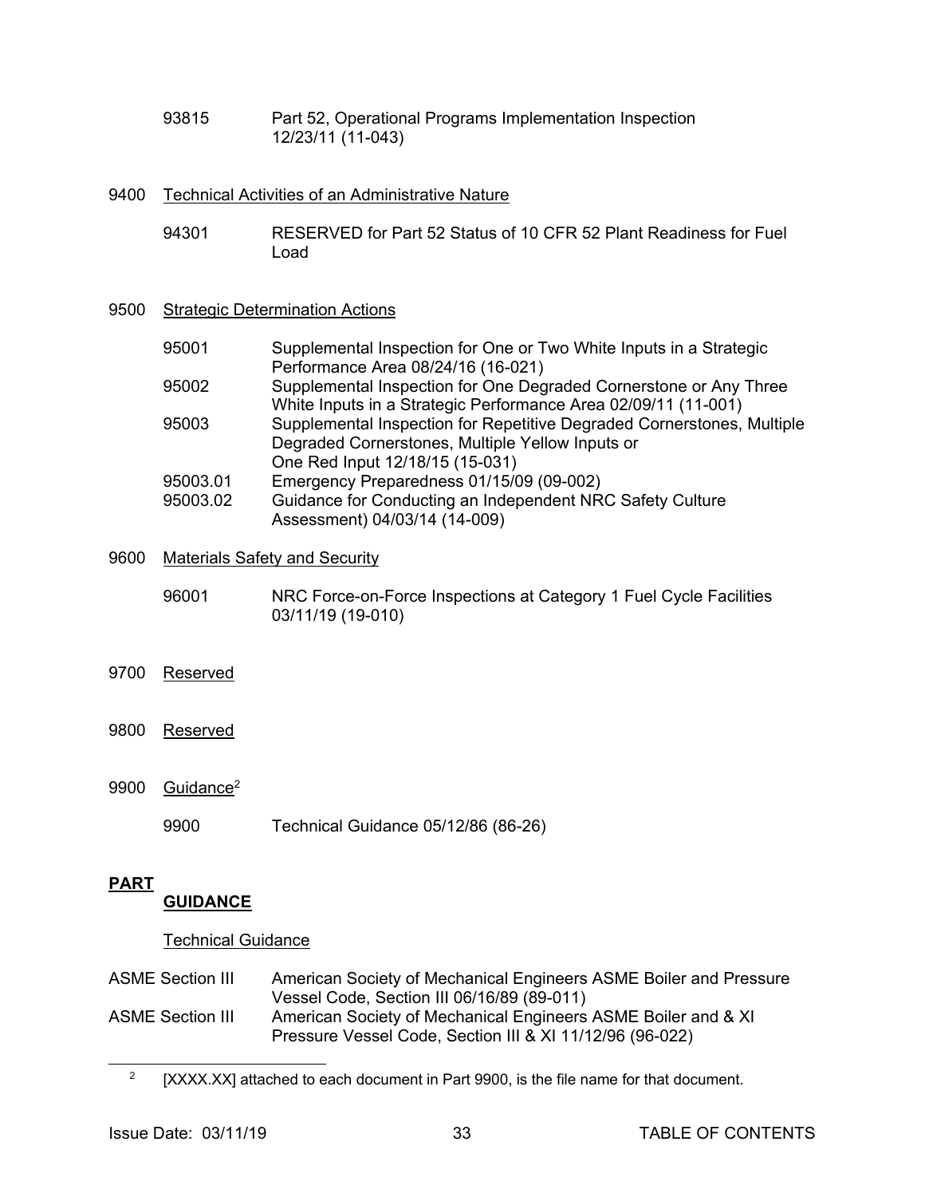93815 Part 52, Operational Programs Implementation Inspection 12/23/11 (11-043)

9400 Technical Activities of an Administrative Nature

94301 RESERVED for Part 52 Status of 10 CFR 52 Plant Readiness for Fuel Load

9500 Strategic Determination Actions

95001 Supplemental Inspection for One or Two White Inputs in a Strategic Performance Area 08/24/16 (16-021)

95002 Supplemental Inspection for One Degraded Cornerstone or Any Three White Inputs in a Strategic Performance Area 02/09/11 (11-001)

95003 Supplemental Inspection for Repetitive Degraded Cornerstones, Multiple Degraded Cornerstones, Multiple Yellow Inputs or One Red Input 12/18/15 (15-031)

95003.01 Emergency Preparedness 01/15/09 (09-002)

95003.02 Guidance for Conducting an Independent NRC Safety Culture Assessment) 04/03/14 (14-009)

9600 Materials Safety and Security

96001 NRC Force-on-Force Inspections at Category 1 Fuel Cycle Facilities 03/11/19 (19-010)

9700 Reserved

9800 Reserved

9900 Guidance[2]

9900 Technical Guidance 05/12/86 (86-26)

**PART**
**GUIDANCE**

Technical Guidance

| | |
|---|---|
| ASME Section III | American Society of Mechanical Engineers ASME Boiler and Pressure Vessel Code, Section III 06/16/89 (89-011) |
| ASME Section III | American Society of Mechanical Engineers ASME Boiler and & XI Pressure Vessel Code, Section III & XI 11/12/96 (96-022) |

[2] [XXXX.XX] attached to each document in Part 9900, is the file name for that document.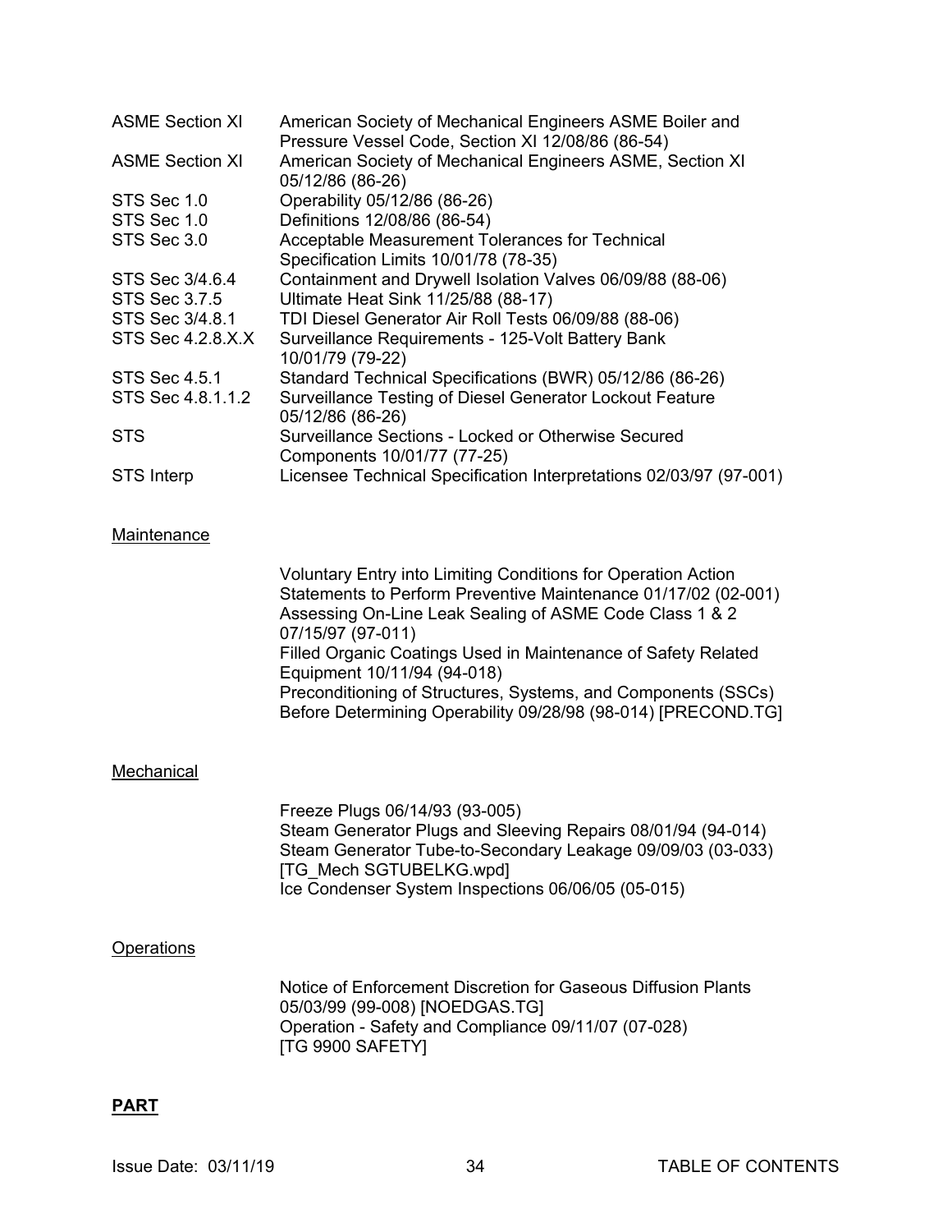| | |
|---|---|
| ASME Section XI | American Society of Mechanical Engineers ASME Boiler and Pressure Vessel Code, Section XI 12/08/86 (86-54) |
| ASME Section XI | American Society of Mechanical Engineers ASME, Section XI 05/12/86 (86-26) |
| STS Sec 1.0 | Operability 05/12/86 (86-26) |
| STS Sec 1.0 | Definitions 12/08/86 (86-54) |
| STS Sec 3.0 | Acceptable Measurement Tolerances for Technical Specification Limits 10/01/78 (78-35) |
| STS Sec 3/4.6.4 | Containment and Drywell Isolation Valves 06/09/88 (88-06) |
| STS Sec 3.7.5 | Ultimate Heat Sink 11/25/88 (88-17) |
| STS Sec 3/4.8.1 | TDI Diesel Generator Air Roll Tests 06/09/88 (88-06) |
| STS Sec 4.2.8.X.X | Surveillance Requirements - 125-Volt Battery Bank 10/01/79 (79-22) |
| STS Sec 4.5.1 | Standard Technical Specifications (BWR) 05/12/86 (86-26) |
| STS Sec 4.8.1.1.2 | Surveillance Testing of Diesel Generator Lockout Feature 05/12/86 (86-26) |
| STS | Surveillance Sections - Locked or Otherwise Secured Components 10/01/77 (77-25) |
| STS Interp | Licensee Technical Specification Interpretations 02/03/97 (97-001) |

Maintenance

Voluntary Entry into Limiting Conditions for Operation Action Statements to Perform Preventive Maintenance 01/17/02 (02-001)
Assessing On-Line Leak Sealing of ASME Code Class 1 & 2 07/15/97 (97-011)
Filled Organic Coatings Used in Maintenance of Safety Related Equipment 10/11/94 (94-018)
Preconditioning of Structures, Systems, and Components (SSCs) Before Determining Operability 09/28/98 (98-014) [PRECOND.TG]

Mechanical

Freeze Plugs 06/14/93 (93-005)
Steam Generator Plugs and Sleeving Repairs 08/01/94 (94-014)
Steam Generator Tube-to-Secondary Leakage 09/09/03 (03-033) [TG_Mech SGTUBELKG.wpd]
Ice Condenser System Inspections 06/06/05 (05-015)

Operations

Notice of Enforcement Discretion for Gaseous Diffusion Plants 05/03/99 (99-008) [NOEDGAS.TG]
Operation - Safety and Compliance 09/11/07 (07-028) [TG 9900 SAFETY]

**PART**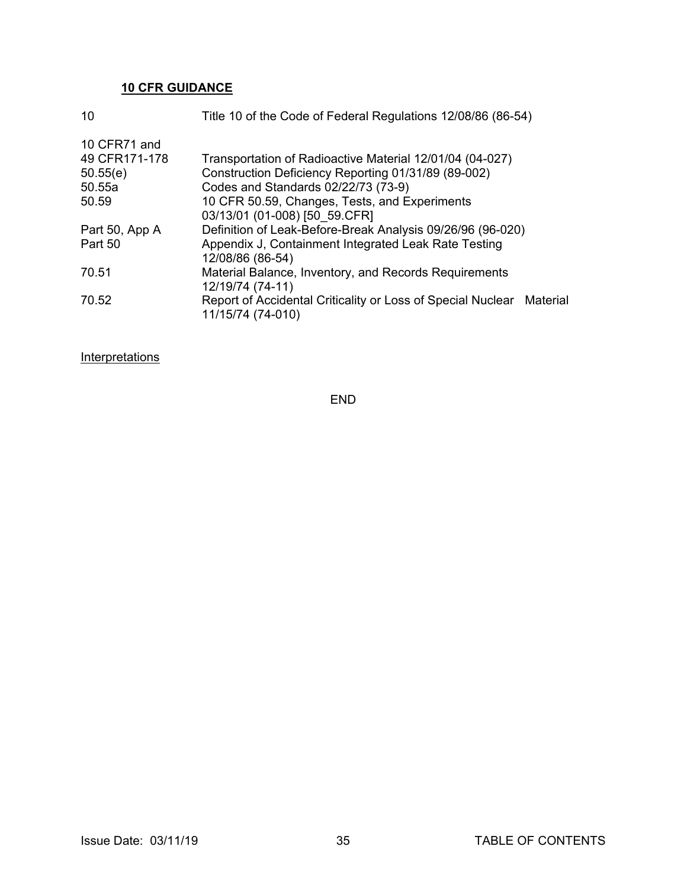## **10 CFR GUIDANCE**

| | |
|---|---|
| 10 | Title 10 of the Code of Federal Regulations 12/08/86 (86-54) |
| 10 CFR71 and 49 CFR171-178 | Transportation of Radioactive Material 12/01/04 (04-027) |
| 50.55(e) | Construction Deficiency Reporting 01/31/89 (89-002) |
| 50.55a | Codes and Standards 02/22/73 (73-9) |
| 50.59 | 10 CFR 50.59, Changes, Tests, and Experiments 03/13/01 (01-008) [50_59.CFR] |
| Part 50, App A | Definition of Leak-Before-Break Analysis 09/26/96 (96-020) |
| Part 50 | Appendix J, Containment Integrated Leak Rate Testing 12/08/86 (86-54) |
| 70.51 | Material Balance, Inventory, and Records Requirements 12/19/74 (74-11) |
| 70.52 | Report of Accidental Criticality or Loss of Special Nuclear Material 11/15/74 (74-010) |

Interpretations

END